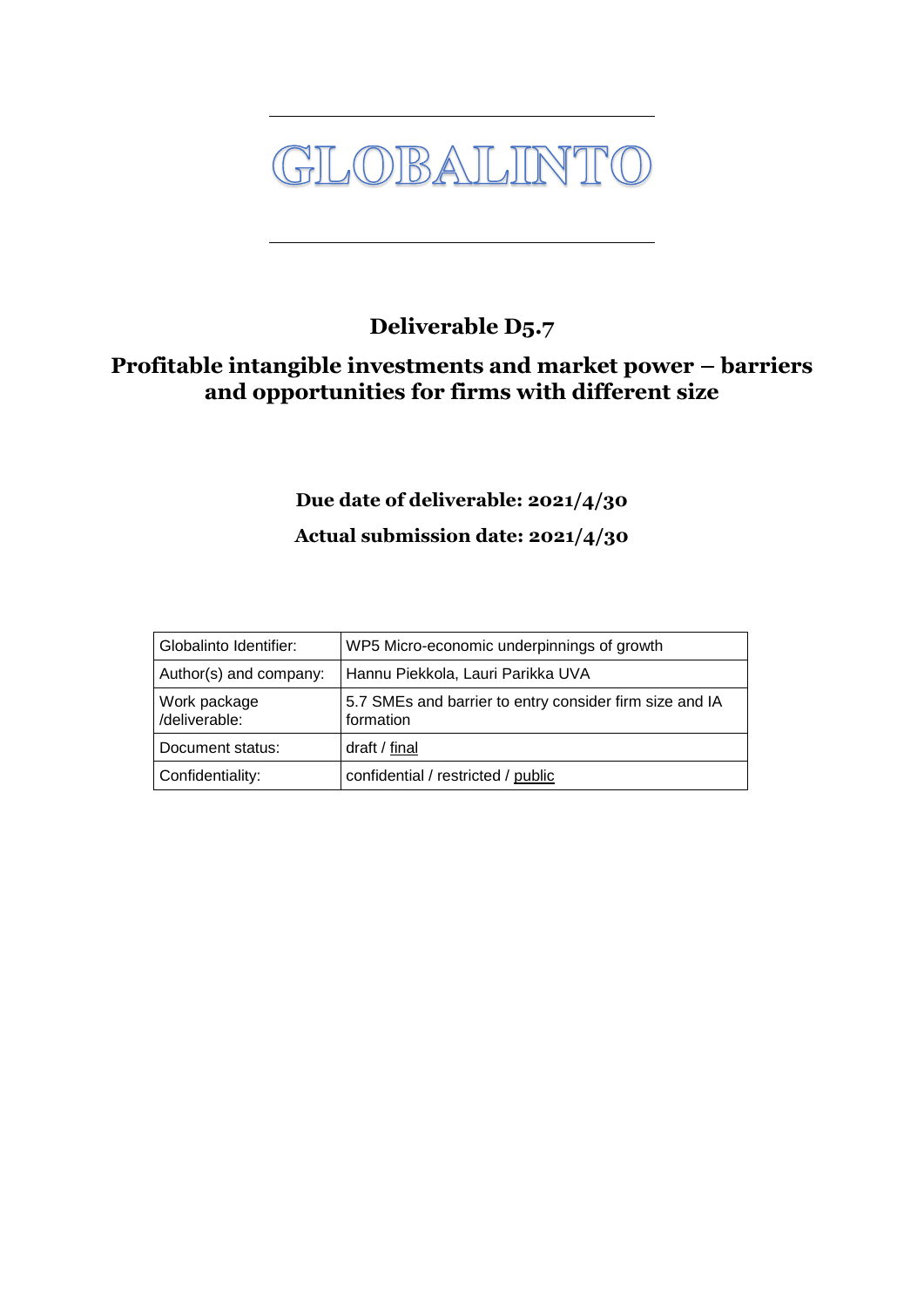# GLOBALINTO

## Deliverable D5.7

## Profitable intangible investments and market power – barriers and opportunities for firms with different size

**Due date of deliverable: 2021/4/30**

**Actual submission date: 2021/4/30**

| Globalinto Identifier: | WP5 Micro-economic underpinnings of growth |
|---|---|
| Author(s) and company: | Hannu Piekkola, Lauri Parikka UVA |
| Work package /deliverable: | 5.7 SMEs and barrier to entry consider firm size and IA formation |
| Document status: | draft / final |
| Confidentiality: | confidential / restricted / public |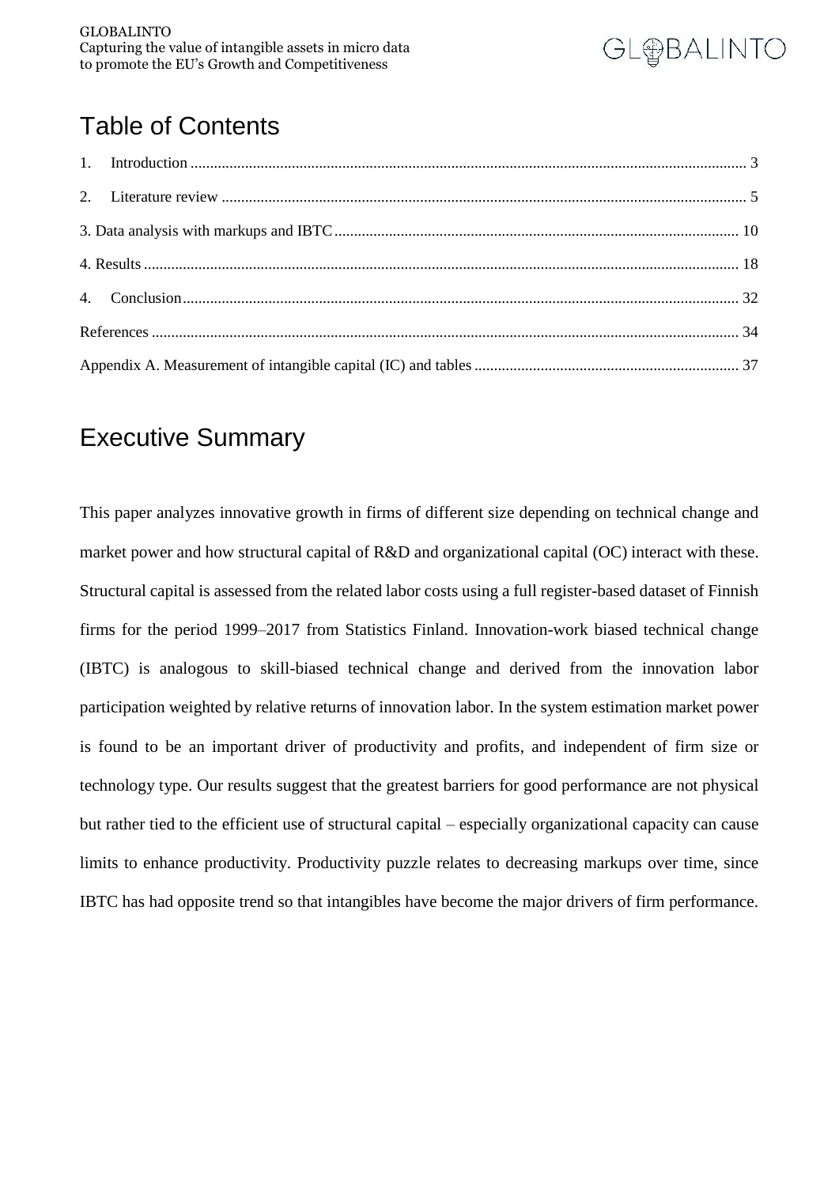## Table of Contents

1. Introduction ........ 3
2. Literature review ........ 5

3. Data analysis with markups and IBTC ........ 10

4. Results ........ 18

4. Conclusion ........ 32

References ........ 34

Appendix A. Measurement of intangible capital (IC) and tables ........ 37

## Executive Summary

This paper analyzes innovative growth in firms of different size depending on technical change and market power and how structural capital of R&D and organizational capital (OC) interact with these. Structural capital is assessed from the related labor costs using a full register-based dataset of Finnish firms for the period 1999–2017 from Statistics Finland. Innovation-work biased technical change (IBTC) is analogous to skill-biased technical change and derived from the innovation labor participation weighted by relative returns of innovation labor. In the system estimation market power is found to be an important driver of productivity and profits, and independent of firm size or technology type. Our results suggest that the greatest barriers for good performance are not physical but rather tied to the efficient use of structural capital – especially organizational capacity can cause limits to enhance productivity. Productivity puzzle relates to decreasing markups over time, since IBTC has had opposite trend so that intangibles have become the major drivers of firm performance.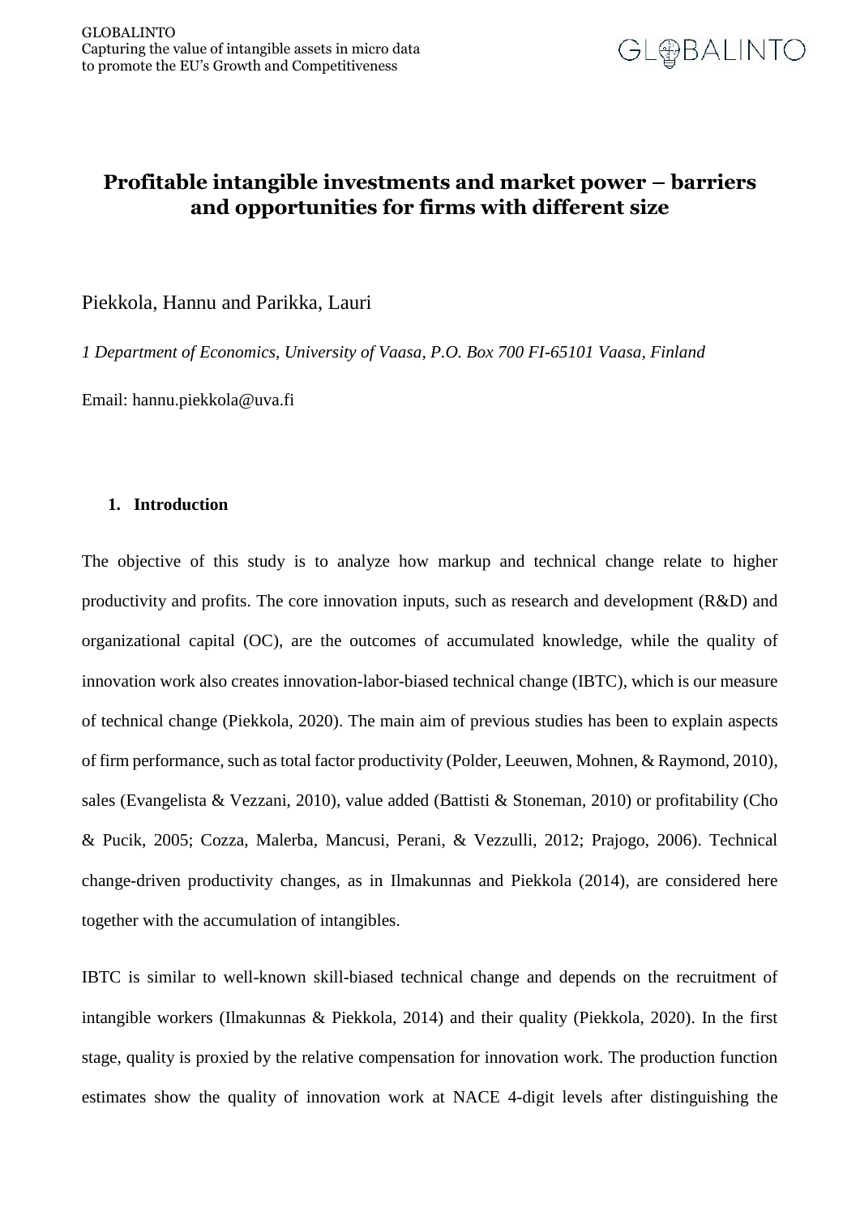# Profitable intangible investments and market power – barriers and opportunities for firms with different size

Piekkola, Hannu and Parikka, Lauri

*1 Department of Economics, University of Vaasa, P.O. Box 700 FI-65101 Vaasa, Finland*

Email: hannu.piekkola@uva.fi

## 1. Introduction

The objective of this study is to analyze how markup and technical change relate to higher productivity and profits. The core innovation inputs, such as research and development (R&D) and organizational capital (OC), are the outcomes of accumulated knowledge, while the quality of innovation work also creates innovation-labor-biased technical change (IBTC), which is our measure of technical change (Piekkola, 2020). The main aim of previous studies has been to explain aspects of firm performance, such as total factor productivity (Polder, Leeuwen, Mohnen, & Raymond, 2010), sales (Evangelista & Vezzani, 2010), value added (Battisti & Stoneman, 2010) or profitability (Cho & Pucik, 2005; Cozza, Malerba, Mancusi, Perani, & Vezzulli, 2012; Prajogo, 2006). Technical change-driven productivity changes, as in Ilmakunnas and Piekkola (2014), are considered here together with the accumulation of intangibles.

IBTC is similar to well-known skill-biased technical change and depends on the recruitment of intangible workers (Ilmakunnas & Piekkola, 2014) and their quality (Piekkola, 2020). In the first stage, quality is proxied by the relative compensation for innovation work. The production function estimates show the quality of innovation work at NACE 4-digit levels after distinguishing the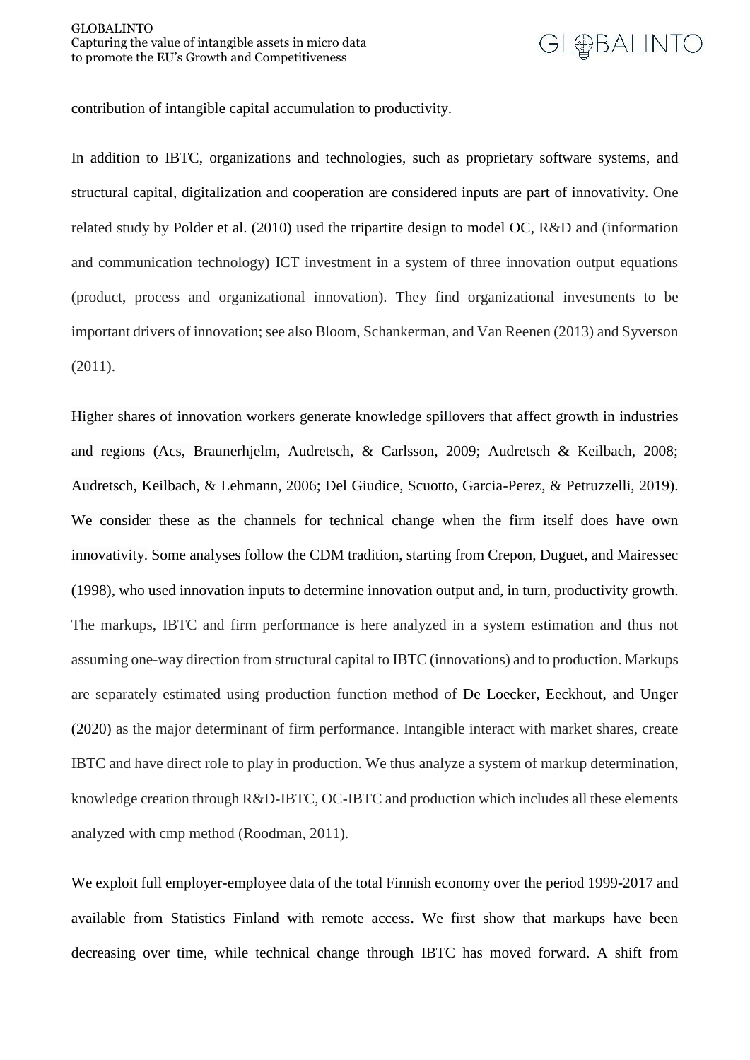contribution of intangible capital accumulation to productivity.

In addition to IBTC, organizations and technologies, such as proprietary software systems, and structural capital, digitalization and cooperation are considered inputs are part of innovativity. One related study by Polder et al. (2010) used the tripartite design to model OC, R&D and (information and communication technology) ICT investment in a system of three innovation output equations (product, process and organizational innovation). They find organizational investments to be important drivers of innovation; see also Bloom, Schankerman, and Van Reenen (2013) and Syverson (2011).

Higher shares of innovation workers generate knowledge spillovers that affect growth in industries and regions (Acs, Braunerhjelm, Audretsch, & Carlsson, 2009; Audretsch & Keilbach, 2008; Audretsch, Keilbach, & Lehmann, 2006; Del Giudice, Scuotto, Garcia-Perez, & Petruzzelli, 2019). We consider these as the channels for technical change when the firm itself does have own innovativity. Some analyses follow the CDM tradition, starting from Crepon, Duguet, and Mairessec (1998), who used innovation inputs to determine innovation output and, in turn, productivity growth. The markups, IBTC and firm performance is here analyzed in a system estimation and thus not assuming one-way direction from structural capital to IBTC (innovations) and to production. Markups are separately estimated using production function method of De Loecker, Eeckhout, and Unger (2020) as the major determinant of firm performance. Intangible interact with market shares, create IBTC and have direct role to play in production. We thus analyze a system of markup determination, knowledge creation through R&D-IBTC, OC-IBTC and production which includes all these elements analyzed with cmp method (Roodman, 2011).

We exploit full employer-employee data of the total Finnish economy over the period 1999-2017 and available from Statistics Finland with remote access. We first show that markups have been decreasing over time, while technical change through IBTC has moved forward. A shift from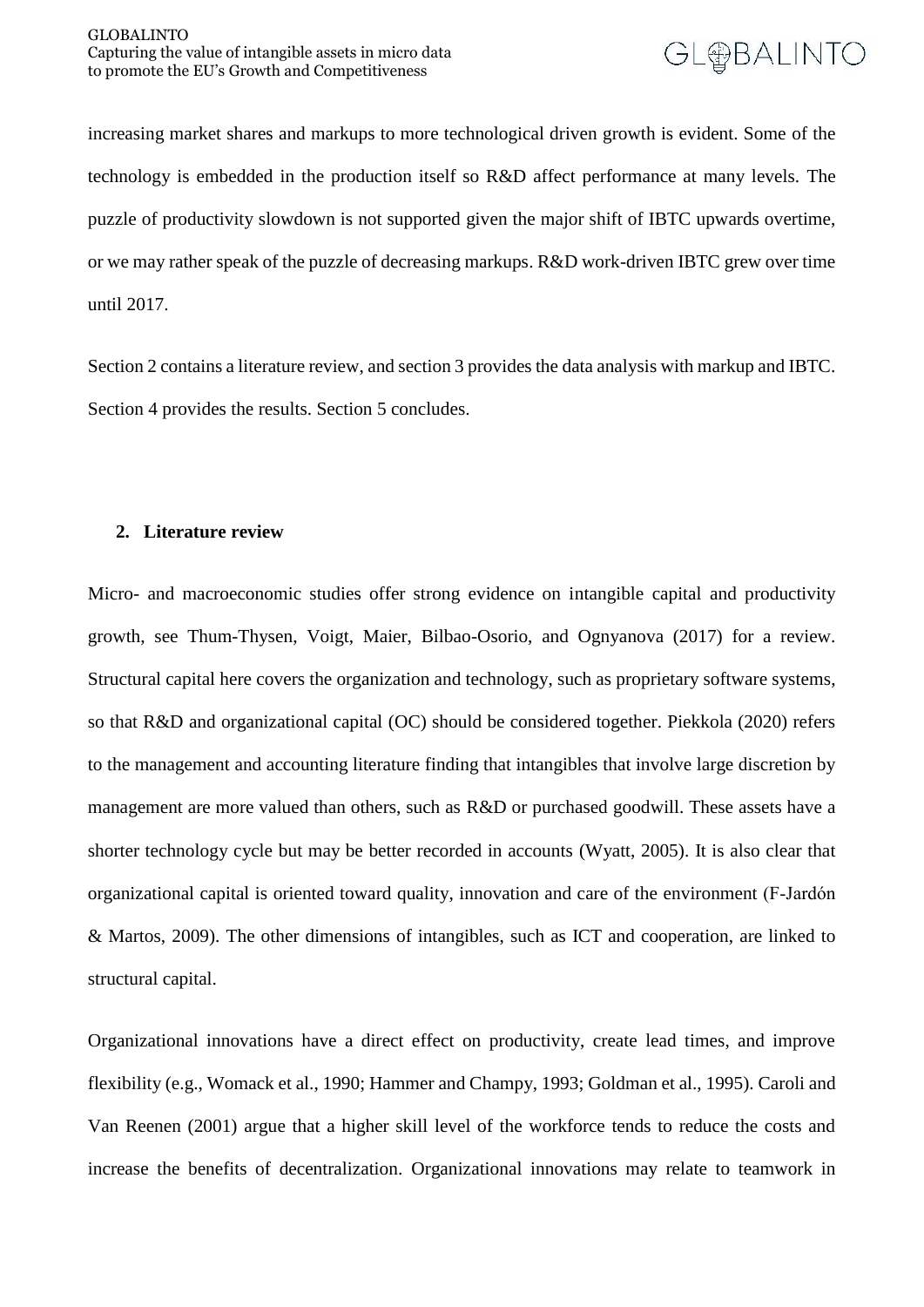increasing market shares and markups to more technological driven growth is evident. Some of the technology is embedded in the production itself so R&D affect performance at many levels. The puzzle of productivity slowdown is not supported given the major shift of IBTC upwards overtime, or we may rather speak of the puzzle of decreasing markups. R&D work-driven IBTC grew over time until 2017.

Section 2 contains a literature review, and section 3 provides the data analysis with markup and IBTC. Section 4 provides the results. Section 5 concludes.

## 2. Literature review

Micro- and macroeconomic studies offer strong evidence on intangible capital and productivity growth, see Thum-Thysen, Voigt, Maier, Bilbao-Osorio, and Ognyanova (2017) for a review. Structural capital here covers the organization and technology, such as proprietary software systems, so that R&D and organizational capital (OC) should be considered together. Piekkola (2020) refers to the management and accounting literature finding that intangibles that involve large discretion by management are more valued than others, such as R&D or purchased goodwill. These assets have a shorter technology cycle but may be better recorded in accounts (Wyatt, 2005). It is also clear that organizational capital is oriented toward quality, innovation and care of the environment (F-Jardón & Martos, 2009). The other dimensions of intangibles, such as ICT and cooperation, are linked to structural capital.

Organizational innovations have a direct effect on productivity, create lead times, and improve flexibility (e.g., Womack et al., 1990; Hammer and Champy, 1993; Goldman et al., 1995). Caroli and Van Reenen (2001) argue that a higher skill level of the workforce tends to reduce the costs and increase the benefits of decentralization. Organizational innovations may relate to teamwork in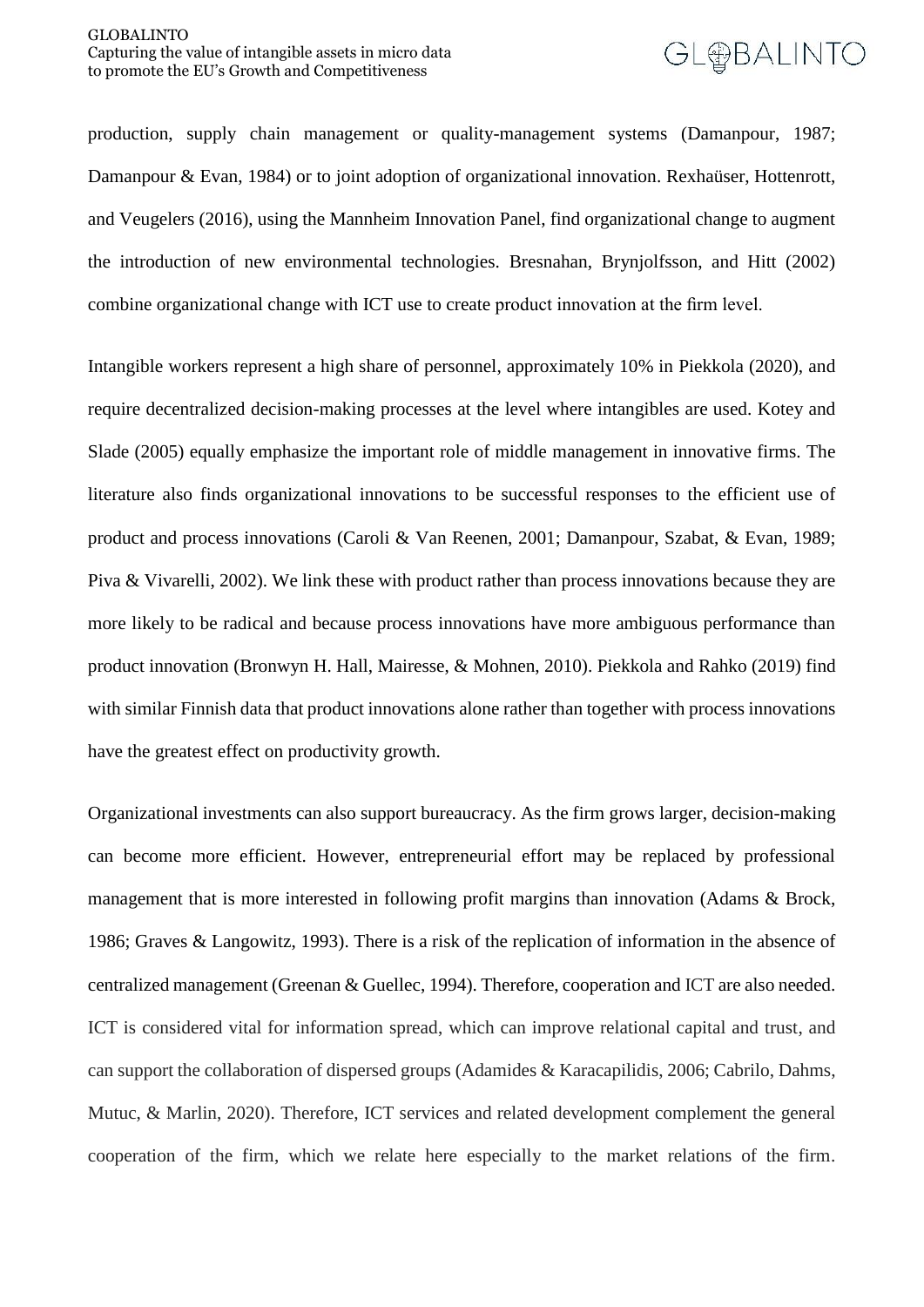production, supply chain management or quality-management systems (Damanpour, 1987; Damanpour & Evan, 1984) or to joint adoption of organizational innovation. Rexhaüser, Hottenrott, and Veugelers (2016), using the Mannheim Innovation Panel, find organizational change to augment the introduction of new environmental technologies. Bresnahan, Brynjolfsson, and Hitt (2002) combine organizational change with ICT use to create product innovation at the firm level.

Intangible workers represent a high share of personnel, approximately 10% in Piekkola (2020), and require decentralized decision-making processes at the level where intangibles are used. Kotey and Slade (2005) equally emphasize the important role of middle management in innovative firms. The literature also finds organizational innovations to be successful responses to the efficient use of product and process innovations (Caroli & Van Reenen, 2001; Damanpour, Szabat, & Evan, 1989; Piva & Vivarelli, 2002). We link these with product rather than process innovations because they are more likely to be radical and because process innovations have more ambiguous performance than product innovation (Bronwyn H. Hall, Mairesse, & Mohnen, 2010). Piekkola and Rahko (2019) find with similar Finnish data that product innovations alone rather than together with process innovations have the greatest effect on productivity growth.

Organizational investments can also support bureaucracy. As the firm grows larger, decision-making can become more efficient. However, entrepreneurial effort may be replaced by professional management that is more interested in following profit margins than innovation (Adams & Brock, 1986; Graves & Langowitz, 1993). There is a risk of the replication of information in the absence of centralized management (Greenan & Guellec, 1994). Therefore, cooperation and ICT are also needed. ICT is considered vital for information spread, which can improve relational capital and trust, and can support the collaboration of dispersed groups (Adamides & Karacapilidis, 2006; Cabrilo, Dahms, Mutuc, & Marlin, 2020). Therefore, ICT services and related development complement the general cooperation of the firm, which we relate here especially to the market relations of the firm.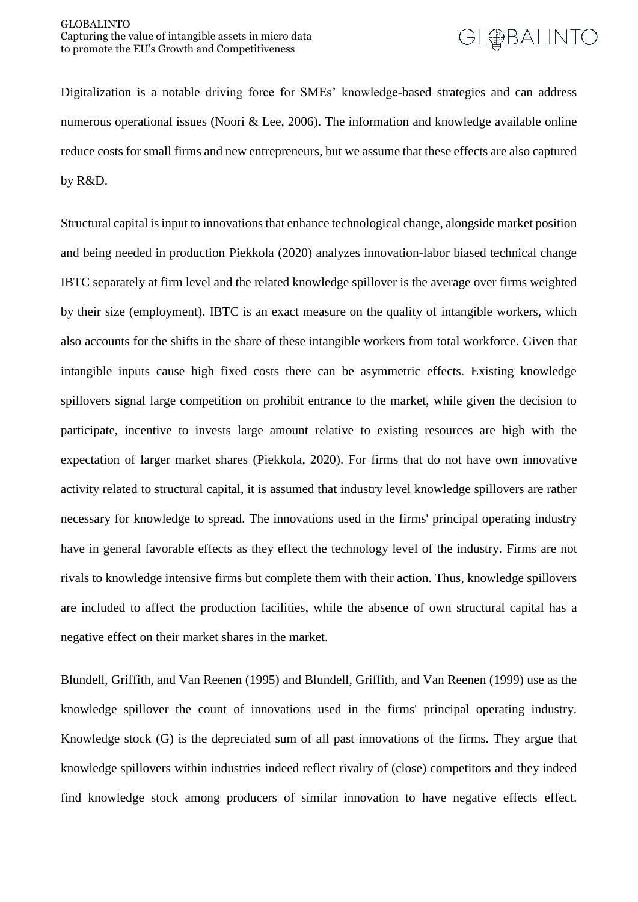Digitalization is a notable driving force for SMEs' knowledge-based strategies and can address numerous operational issues (Noori & Lee, 2006). The information and knowledge available online reduce costs for small firms and new entrepreneurs, but we assume that these effects are also captured by R&D.

Structural capital is input to innovations that enhance technological change, alongside market position and being needed in production Piekkola (2020) analyzes innovation-labor biased technical change IBTC separately at firm level and the related knowledge spillover is the average over firms weighted by their size (employment). IBTC is an exact measure on the quality of intangible workers, which also accounts for the shifts in the share of these intangible workers from total workforce. Given that intangible inputs cause high fixed costs there can be asymmetric effects. Existing knowledge spillovers signal large competition on prohibit entrance to the market, while given the decision to participate, incentive to invests large amount relative to existing resources are high with the expectation of larger market shares (Piekkola, 2020). For firms that do not have own innovative activity related to structural capital, it is assumed that industry level knowledge spillovers are rather necessary for knowledge to spread. The innovations used in the firms' principal operating industry have in general favorable effects as they effect the technology level of the industry. Firms are not rivals to knowledge intensive firms but complete them with their action. Thus, knowledge spillovers are included to affect the production facilities, while the absence of own structural capital has a negative effect on their market shares in the market.

Blundell, Griffith, and Van Reenen (1995) and Blundell, Griffith, and Van Reenen (1999) use as the knowledge spillover the count of innovations used in the firms' principal operating industry. Knowledge stock (G) is the depreciated sum of all past innovations of the firms. They argue that knowledge spillovers within industries indeed reflect rivalry of (close) competitors and they indeed find knowledge stock among producers of similar innovation to have negative effects effect.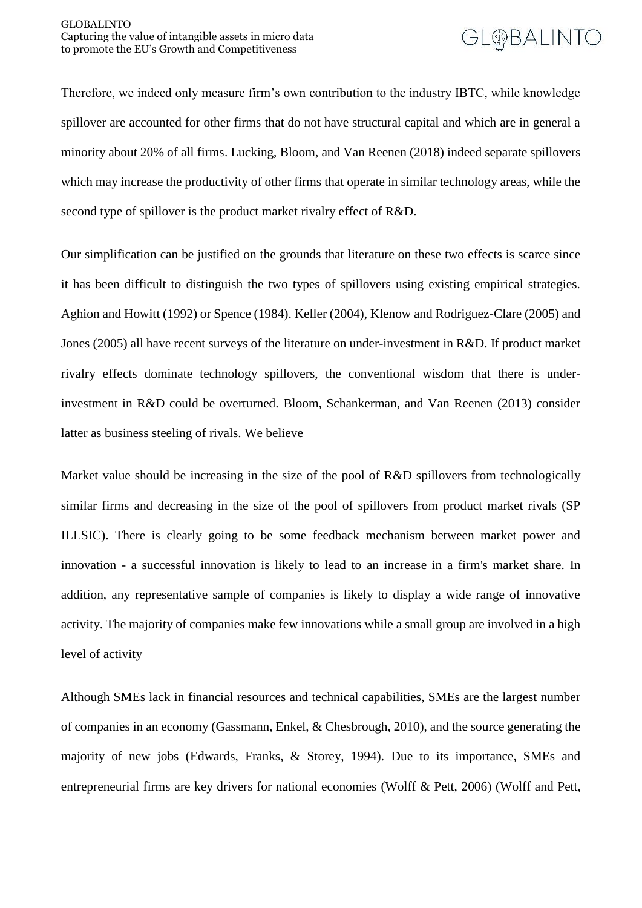Therefore, we indeed only measure firm's own contribution to the industry IBTC, while knowledge spillover are accounted for other firms that do not have structural capital and which are in general a minority about 20% of all firms. Lucking, Bloom, and Van Reenen (2018) indeed separate spillovers which may increase the productivity of other firms that operate in similar technology areas, while the second type of spillover is the product market rivalry effect of R&D.

Our simplification can be justified on the grounds that literature on these two effects is scarce since it has been difficult to distinguish the two types of spillovers using existing empirical strategies. Aghion and Howitt (1992) or Spence (1984). Keller (2004), Klenow and Rodriguez-Clare (2005) and Jones (2005) all have recent surveys of the literature on under-investment in R&D. If product market rivalry effects dominate technology spillovers, the conventional wisdom that there is under-investment in R&D could be overturned. Bloom, Schankerman, and Van Reenen (2013) consider latter as business steeling of rivals. We believe

Market value should be increasing in the size of the pool of R&D spillovers from technologically similar firms and decreasing in the size of the pool of spillovers from product market rivals (SP ILLSIC). There is clearly going to be some feedback mechanism between market power and innovation - a successful innovation is likely to lead to an increase in a firm's market share. In addition, any representative sample of companies is likely to display a wide range of innovative activity. The majority of companies make few innovations while a small group are involved in a high level of activity

Although SMEs lack in financial resources and technical capabilities, SMEs are the largest number of companies in an economy (Gassmann, Enkel, & Chesbrough, 2010), and the source generating the majority of new jobs (Edwards, Franks, & Storey, 1994). Due to its importance, SMEs and entrepreneurial firms are key drivers for national economies (Wolff & Pett, 2006) (Wolff and Pett,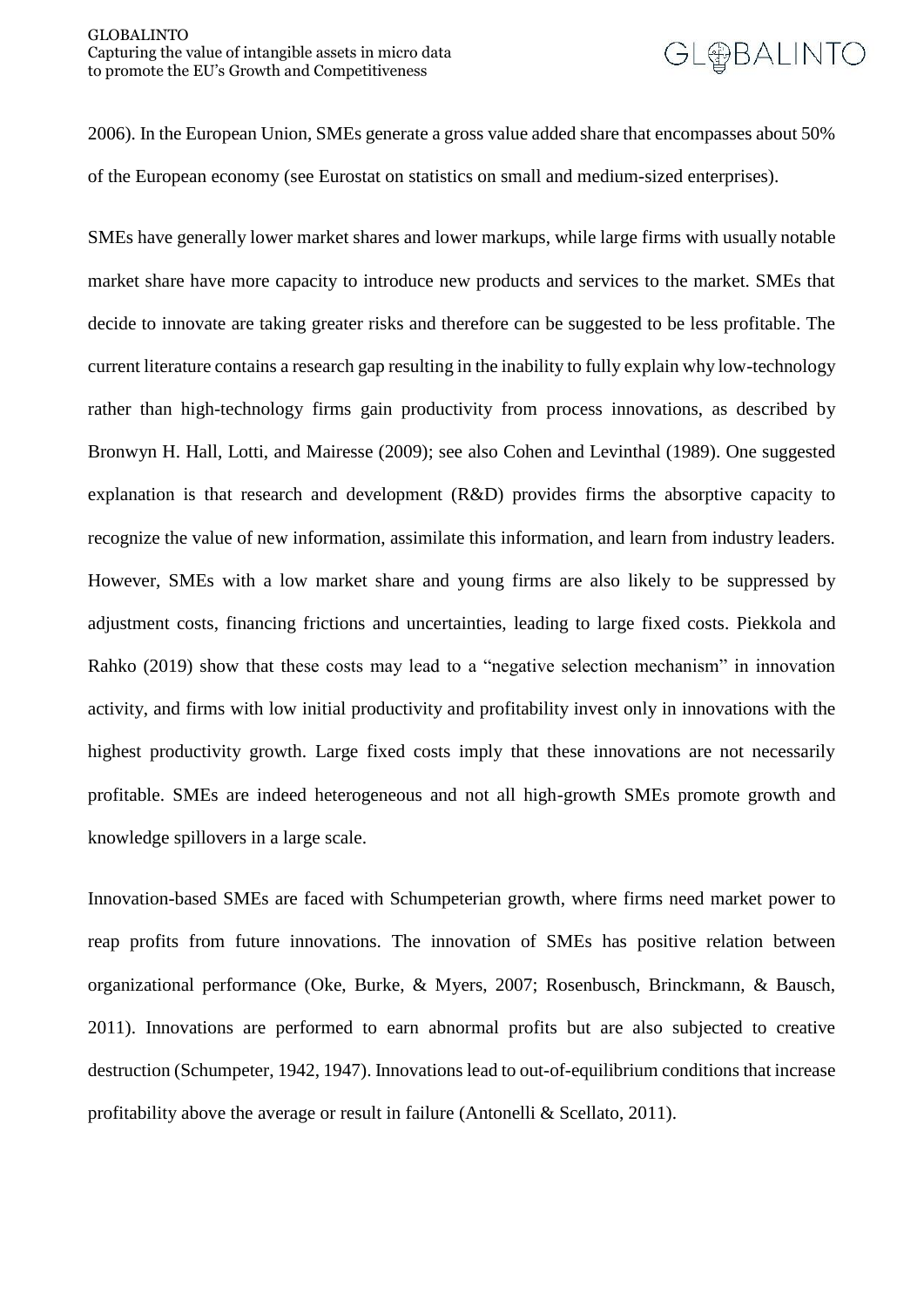2006). In the European Union, SMEs generate a gross value added share that encompasses about 50% of the European economy (see Eurostat on statistics on small and medium-sized enterprises).

SMEs have generally lower market shares and lower markups, while large firms with usually notable market share have more capacity to introduce new products and services to the market. SMEs that decide to innovate are taking greater risks and therefore can be suggested to be less profitable. The current literature contains a research gap resulting in the inability to fully explain why low-technology rather than high-technology firms gain productivity from process innovations, as described by Bronwyn H. Hall, Lotti, and Mairesse (2009); see also Cohen and Levinthal (1989). One suggested explanation is that research and development (R&D) provides firms the absorptive capacity to recognize the value of new information, assimilate this information, and learn from industry leaders. However, SMEs with a low market share and young firms are also likely to be suppressed by adjustment costs, financing frictions and uncertainties, leading to large fixed costs. Piekkola and Rahko (2019) show that these costs may lead to a "negative selection mechanism" in innovation activity, and firms with low initial productivity and profitability invest only in innovations with the highest productivity growth. Large fixed costs imply that these innovations are not necessarily profitable. SMEs are indeed heterogeneous and not all high-growth SMEs promote growth and knowledge spillovers in a large scale.

Innovation-based SMEs are faced with Schumpeterian growth, where firms need market power to reap profits from future innovations. The innovation of SMEs has positive relation between organizational performance (Oke, Burke, & Myers, 2007; Rosenbusch, Brinckmann, & Bausch, 2011). Innovations are performed to earn abnormal profits but are also subjected to creative destruction (Schumpeter, 1942, 1947). Innovations lead to out-of-equilibrium conditions that increase profitability above the average or result in failure (Antonelli & Scellato, 2011).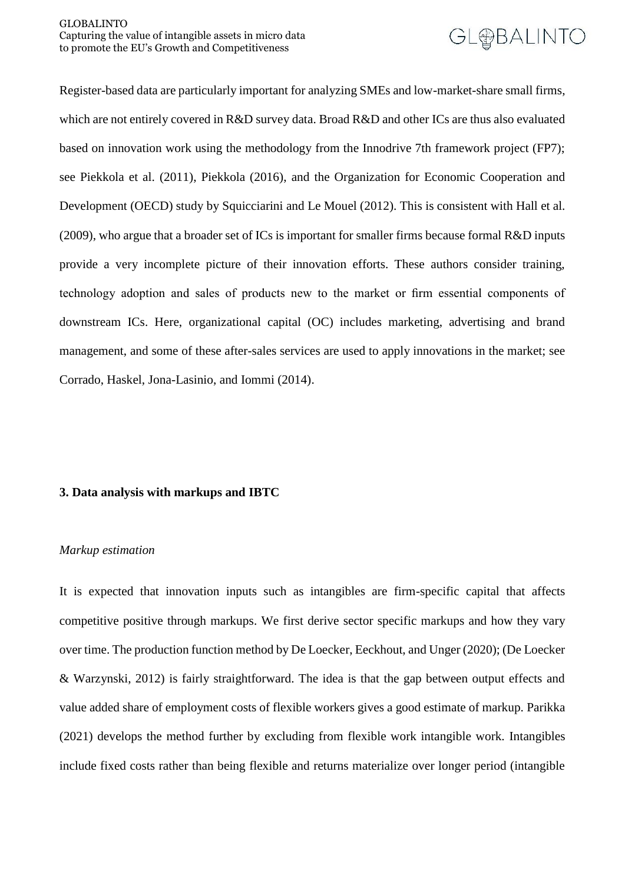Register-based data are particularly important for analyzing SMEs and low-market-share small firms, which are not entirely covered in R&D survey data. Broad R&D and other ICs are thus also evaluated based on innovation work using the methodology from the Innodrive 7th framework project (FP7); see Piekkola et al. (2011), Piekkola (2016), and the Organization for Economic Cooperation and Development (OECD) study by Squicciarini and Le Mouel (2012). This is consistent with Hall et al. (2009), who argue that a broader set of ICs is important for smaller firms because formal R&D inputs provide a very incomplete picture of their innovation efforts. These authors consider training, technology adoption and sales of products new to the market or firm essential components of downstream ICs. Here, organizational capital (OC) includes marketing, advertising and brand management, and some of these after-sales services are used to apply innovations in the market; see Corrado, Haskel, Jona-Lasinio, and Iommi (2014).

## 3. Data analysis with markups and IBTC

*Markup estimation*

It is expected that innovation inputs such as intangibles are firm-specific capital that affects competitive positive through markups. We first derive sector specific markups and how they vary over time. The production function method by De Loecker, Eeckhout, and Unger (2020); (De Loecker & Warzynski, 2012) is fairly straightforward. The idea is that the gap between output effects and value added share of employment costs of flexible workers gives a good estimate of markup. Parikka (2021) develops the method further by excluding from flexible work intangible work. Intangibles include fixed costs rather than being flexible and returns materialize over longer period (intangible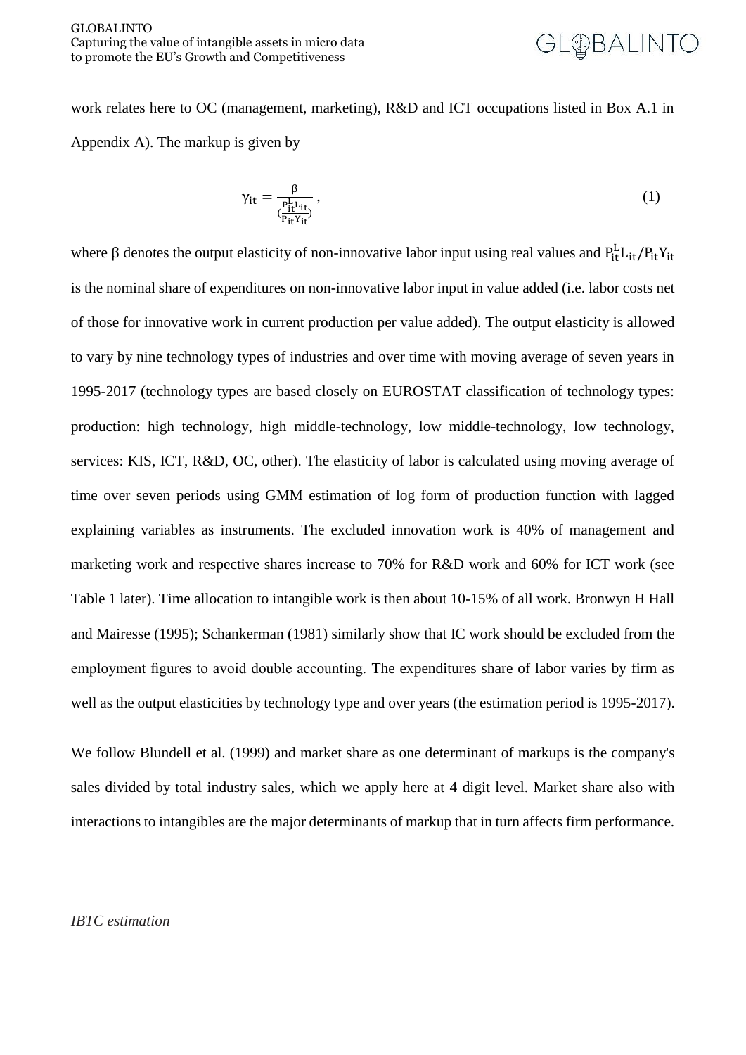work relates here to OC (management, marketing), R&D and ICT occupations listed in Box A.1 in Appendix A). The markup is given by

$$\gamma_{it} = \frac{\beta}{\left(\frac{P_{it}^{L} L_{it}}{P_{it} Y_{it}}\right)}, \tag{1}$$

where $\beta$ denotes the output elasticity of non-innovative labor input using real values and $P_{it}^{L} L_{it} / P_{it} Y_{it}$ is the nominal share of expenditures on non-innovative labor input in value added (i.e. labor costs net of those for innovative work in current production per value added). The output elasticity is allowed to vary by nine technology types of industries and over time with moving average of seven years in 1995-2017 (technology types are based closely on EUROSTAT classification of technology types: production: high technology, high middle-technology, low middle-technology, low technology, services: KIS, ICT, R&D, OC, other). The elasticity of labor is calculated using moving average of time over seven periods using GMM estimation of log form of production function with lagged explaining variables as instruments. The excluded innovation work is 40% of management and marketing work and respective shares increase to 70% for R&D work and 60% for ICT work (see Table 1 later). Time allocation to intangible work is then about 10-15% of all work. Bronwyn H Hall and Mairesse (1995); Schankerman (1981) similarly show that IC work should be excluded from the employment figures to avoid double accounting. The expenditures share of labor varies by firm as well as the output elasticities by technology type and over years (the estimation period is 1995-2017).

We follow Blundell et al. (1999) and market share as one determinant of markups is the company's sales divided by total industry sales, which we apply here at 4 digit level. Market share also with interactions to intangibles are the major determinants of markup that in turn affects firm performance.

*IBTC estimation*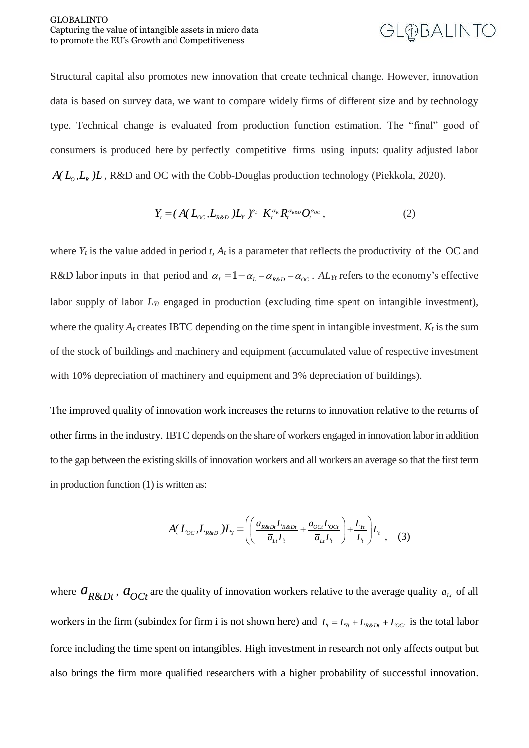Structural capital also promotes new innovation that create technical change. However, innovation data is based on survey data, we want to compare widely firms of different size and by technology type. Technical change is evaluated from production function estimation. The "final" good of consumers is produced here by perfectly competitive firms using inputs: quality adjusted labor $A(L_O, L_R)L$, R&D and OC with the Cobb-Douglas production technology (Piekkola, 2020).

$$Y_t = (A(L_{OC}, L_{R\&D})L_Y)_t^{\alpha_L} \; K_t^{\alpha_K} R_t^{\alpha_{R\&D}} O_t^{\alpha_{OC}}, \qquad (2)$$

where $Y_t$ is the value added in period $t$, $A_t$ is a parameter that reflects the productivity of the OC and R&D labor inputs in that period and $\alpha_L = 1 - \alpha_L - \alpha_{R\&D} - \alpha_{OC}$. $AL_{Yt}$ refers to the economy's effective labor supply of labor $L_{Yt}$ engaged in production (excluding time spent on intangible investment), where the quality $A_t$ creates IBTC depending on the time spent in intangible investment. $K_t$ is the sum of the stock of buildings and machinery and equipment (accumulated value of respective investment with 10% depreciation of machinery and equipment and 3% depreciation of buildings).

The improved quality of innovation work increases the returns to innovation relative to the returns of other firms in the industry. IBTC depends on the share of workers engaged in innovation labor in addition to the gap between the existing skills of innovation workers and all workers an average so that the first term in production function (1) is written as:

$$A(L_{OC}, L_{R\&D})L_Y = \left( \left( \frac{a_{R\&Dt} L_{R\&Dt}}{\bar{a}_{Lt} L_t} + \frac{a_{OCt} L_{OCt}}{\bar{a}_{Lt} L_t} \right) + \frac{L_{Yt}}{L_t} \right) L_t \,, \quad (3)$$

where $a_{R\&Dt}$, $a_{OCt}$ are the quality of innovation workers relative to the average quality $\bar{a}_{Lt}$ of all workers in the firm (subindex for firm i is not shown here) and $L_t = L_{Yt} + L_{R\&Dt} + L_{OCt}$ is the total labor force including the time spent on intangibles. High investment in research not only affects output but also brings the firm more qualified researchers with a higher probability of successful innovation.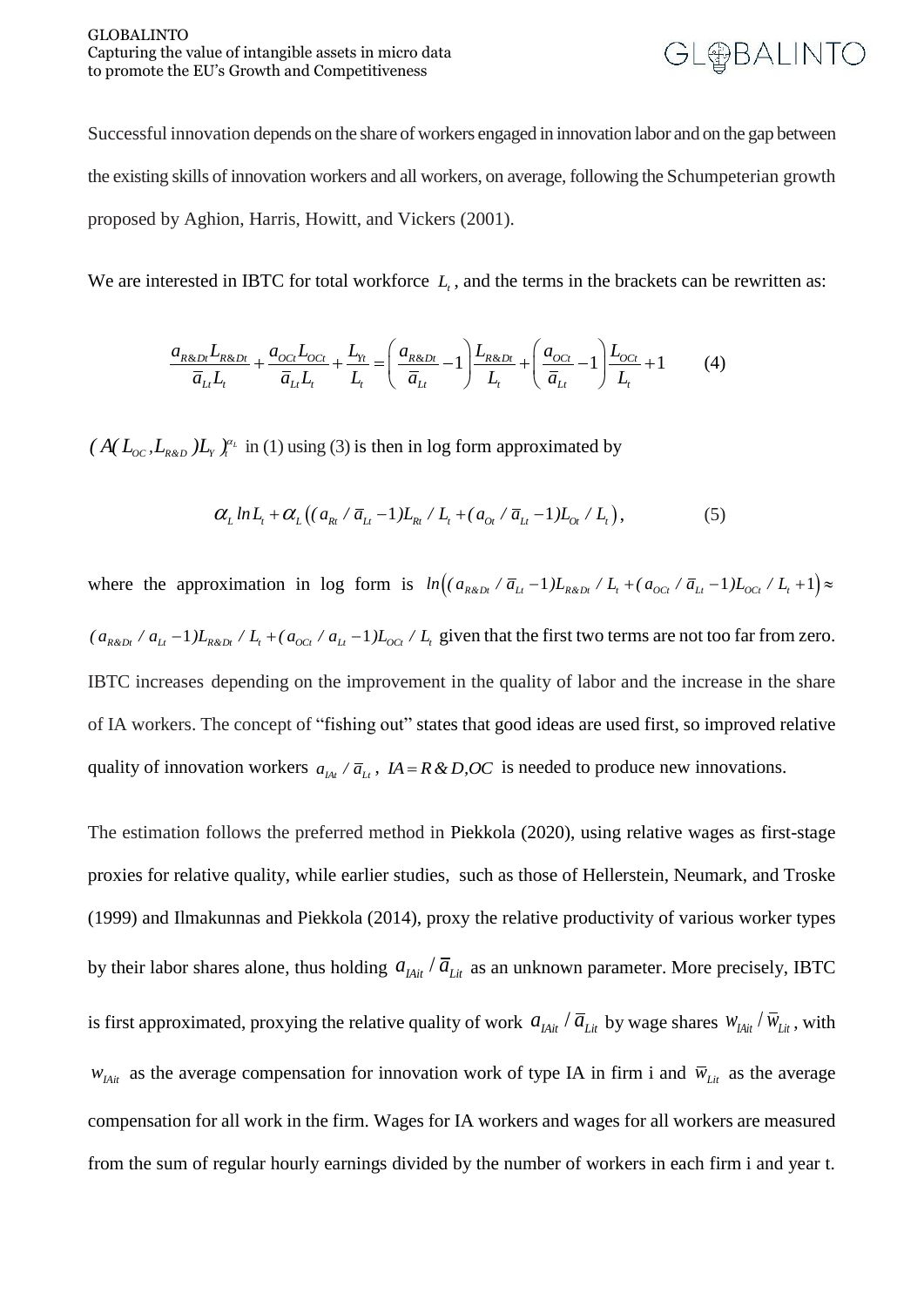Successful innovation depends on the share of workers engaged in innovation labor and on the gap between the existing skills of innovation workers and all workers, on average, following the Schumpeterian growth proposed by Aghion, Harris, Howitt, and Vickers (2001).

We are interested in IBTC for total workforce $L_t$, and the terms in the brackets can be rewritten as:

$$\frac{a_{R\&Dt} L_{R\&Dt}}{\bar{a}_{Lt} L_t} + \frac{a_{OCt} L_{OCt}}{\bar{a}_{Lt} L_t} + \frac{L_{Yt}}{L_t} = \left( \frac{a_{R\&Dt}}{\bar{a}_{Lt}} - 1 \right) \frac{L_{R\&Dt}}{L_t} + \left( \frac{a_{OCt}}{\bar{a}_{Lt}} - 1 \right) \frac{L_{OCt}}{L_t} + 1 \qquad (4)$$

$(A(L_{OC}, L_{R\&D}) L_Y)_t^{\alpha_L}$ in (1) using (3) is then in log form approximated by

$$\alpha_L \ln L_t + \alpha_L \left( (a_{Rt} / \bar{a}_{Lt} - 1) L_{Rt} / L_t + (a_{Ot} / \bar{a}_{Lt} - 1) L_{Ot} / L_t \right), \qquad (5)$$

where the approximation in log form is $\ln\left( (a_{R\&Dt} / \bar{a}_{Lt} - 1) L_{R\&Dt} / L_t + (a_{OCt} / \bar{a}_{Lt} - 1) L_{OCt} / L_t + 1 \right) \approx$ $(a_{R\&Dt} / a_{Lt} - 1) L_{R\&Dt} / L_t + (a_{OCt} / a_{Lt} - 1) L_{OCt} / L_t$ given that the first two terms are not too far from zero. IBTC increases depending on the improvement in the quality of labor and the increase in the share of IA workers. The concept of "fishing out" states that good ideas are used first, so improved relative quality of innovation workers $a_{IAt} / \bar{a}_{Lt}$, $IA = R\&D, OC$ is needed to produce new innovations.

The estimation follows the preferred method in Piekkola (2020), using relative wages as first-stage proxies for relative quality, while earlier studies, such as those of Hellerstein, Neumark, and Troske (1999) and Ilmakunnas and Piekkola (2014), proxy the relative productivity of various worker types by their labor shares alone, thus holding $a_{IAit} / \bar{a}_{Lit}$ as an unknown parameter. More precisely, IBTC is first approximated, proxying the relative quality of work $a_{IAit} / \bar{a}_{Lit}$ by wage shares $w_{IAit} / \bar{w}_{Lit}$, with $w_{IAit}$ as the average compensation for innovation work of type IA in firm i and $\bar{w}_{Lit}$ as the average compensation for all work in the firm. Wages for IA workers and wages for all workers are measured from the sum of regular hourly earnings divided by the number of workers in each firm i and year t.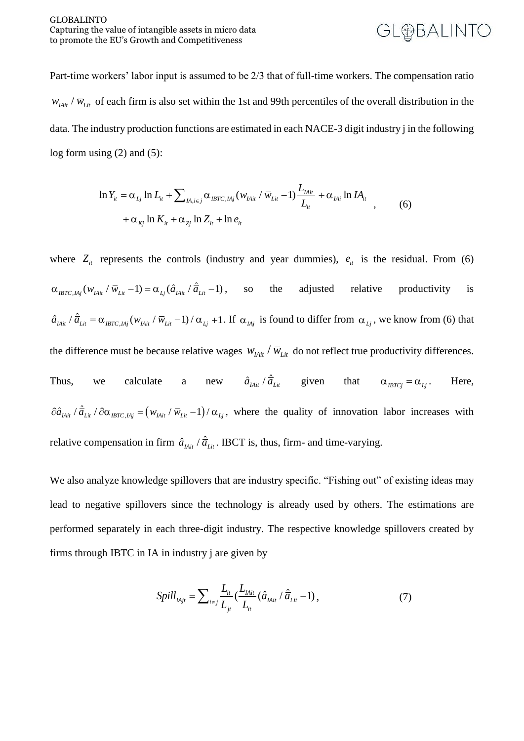Part-time workers' labor input is assumed to be 2/3 that of full-time workers. The compensation ratio $w_{IAit} / \overline{w}_{Lit}$ of each firm is also set within the 1st and 99th percentiles of the overall distribution in the data. The industry production functions are estimated in each NACE-3 digit industry j in the following log form using (2) and (5):

$$\ln Y_{it} = \alpha_{Lj} \ln L_{it} + \sum\nolimits_{IA, i \in j} \alpha_{IBTC,IAj} (w_{IAit} / \overline{w}_{Lit} - 1) \frac{L_{IAit}}{L_{it}} + \alpha_{IAi} \ln IA_{it} + \alpha_{Kj} \ln K_{it} + \alpha_{Zj} \ln Z_{it} + \ln e_{it} \quad , \tag{6}$$

where $Z_{it}$ represents the controls (industry and year dummies), $e_{it}$ is the residual. From (6) $\alpha_{IBTC,IAj} (w_{IAit} / \overline{w}_{Lit} - 1) = \alpha_{Lj} (\hat{a}_{IAit} / \hat{\overline{a}}_{Lit} - 1)$, so the adjusted relative productivity is $\hat{a}_{IAit} / \hat{\overline{a}}_{Lit} = \alpha_{IBTC,IAj} (w_{IAit} / \overline{w}_{Lit} - 1) / \alpha_{Lj} + 1$. If $\alpha_{IAj}$ is found to differ from $\alpha_{Lj}$, we know from (6) that the difference must be because relative wages $w_{IAit} / \overline{w}_{Lit}$ do not reflect true productivity differences. Thus, we calculate a new $\hat{a}_{IAit} / \hat{\overline{a}}_{Lit}$ given that $\alpha_{IBTCj} = \alpha_{Lj}$. Here, $\partial \hat{a}_{IAit} / \hat{\overline{a}}_{Lit} / \partial \alpha_{IBTC,IAj} = \left( w_{IAit} / \overline{w}_{Lit} - 1 \right) / \alpha_{Lj}$, where the quality of innovation labor increases with relative compensation in firm $\hat{a}_{IAit} / \hat{\overline{a}}_{Lit}$. IBCT is, thus, firm- and time-varying.

We also analyze knowledge spillovers that are industry specific. "Fishing out" of existing ideas may lead to negative spillovers since the technology is already used by others. The estimations are performed separately in each three-digit industry. The respective knowledge spillovers created by firms through IBTC in IA in industry j are given by

$$Spill_{IAjt} = \sum\nolimits_{i \in j} \frac{L_{it}}{L_{jt}} \left( \frac{L_{IAit}}{L_{it}} (\hat{a}_{IAit} / \hat{\overline{a}}_{Lit} - 1) \right), \tag{7}$$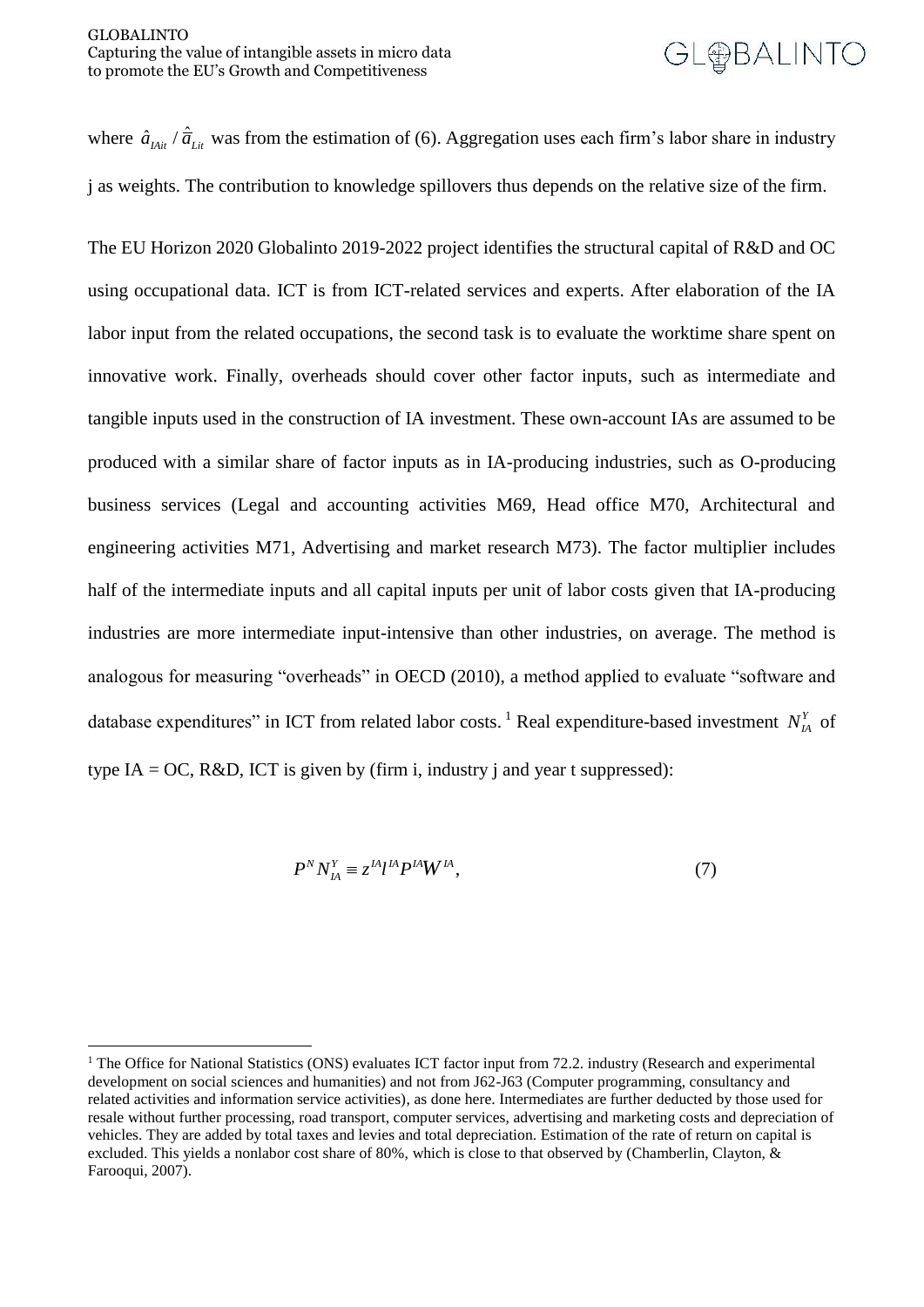where $\hat{a}_{IAit} / \hat{\bar{a}}_{Lit}$ was from the estimation of (6). Aggregation uses each firm's labor share in industry j as weights. The contribution to knowledge spillovers thus depends on the relative size of the firm.

The EU Horizon 2020 Globalinto 2019-2022 project identifies the structural capital of R&D and OC using occupational data. ICT is from ICT-related services and experts. After elaboration of the IA labor input from the related occupations, the second task is to evaluate the worktime share spent on innovative work. Finally, overheads should cover other factor inputs, such as intermediate and tangible inputs used in the construction of IA investment. These own-account IAs are assumed to be produced with a similar share of factor inputs as in IA-producing industries, such as O-producing business services (Legal and accounting activities M69, Head office M70, Architectural and engineering activities M71, Advertising and market research M73). The factor multiplier includes half of the intermediate inputs and all capital inputs per unit of labor costs given that IA-producing industries are more intermediate input-intensive than other industries, on average. The method is analogous for measuring "overheads" in OECD (2010), a method applied to evaluate "software and database expenditures" in ICT from related labor costs.[1] Real expenditure-based investment $N_{IA}^{Y}$ of type IA = OC, R&D, ICT is given by (firm i, industry j and year t suppressed):

$$P^{N} N_{IA}^{Y} \equiv z^{IA} l^{IA} P^{IA} W^{IA}, \tag{7}$$

[1] The Office for National Statistics (ONS) evaluates ICT factor input from 72.2. industry (Research and experimental development on social sciences and humanities) and not from J62-J63 (Computer programming, consultancy and related activities and information service activities), as done here. Intermediates are further deducted by those used for resale without further processing, road transport, computer services, advertising and marketing costs and depreciation of vehicles. They are added by total taxes and levies and total depreciation. Estimation of the rate of return on capital is excluded. This yields a nonlabor cost share of 80%, which is close to that observed by (Chamberlin, Clayton, & Farooqui, 2007).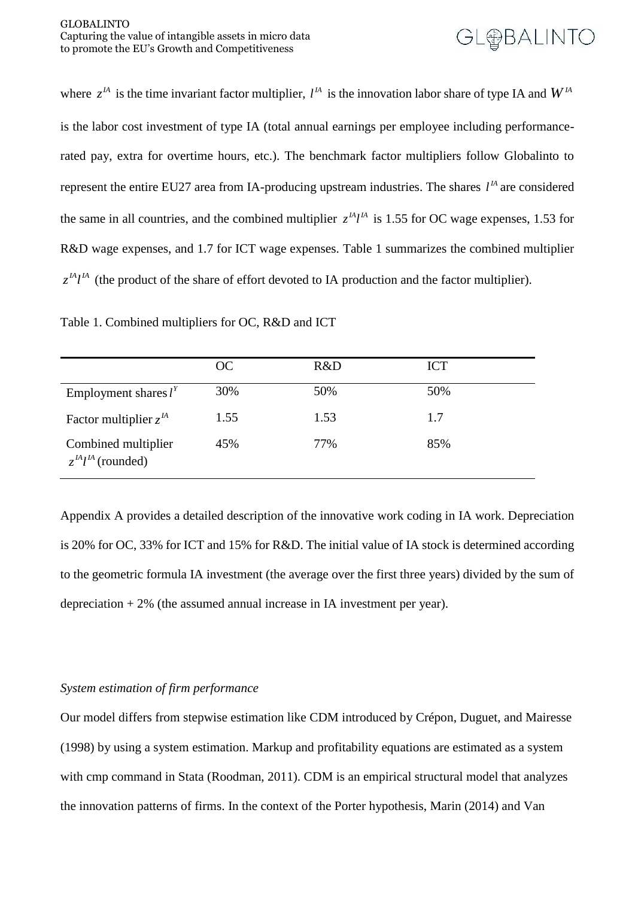where $z^{IA}$ is the time invariant factor multiplier, $l^{IA}$ is the innovation labor share of type IA and $W^{IA}$ is the labor cost investment of type IA (total annual earnings per employee including performance-rated pay, extra for overtime hours, etc.). The benchmark factor multipliers follow Globalinto to represent the entire EU27 area from IA-producing upstream industries. The shares $l^{IA}$ are considered the same in all countries, and the combined multiplier $z^{IA}l^{IA}$ is 1.55 for OC wage expenses, 1.53 for R&D wage expenses, and 1.7 for ICT wage expenses. Table 1 summarizes the combined multiplier $z^{IA}l^{IA}$ (the product of the share of effort devoted to IA production and the factor multiplier).

Table 1. Combined multipliers for OC, R&D and ICT

| | OC | R&D | ICT |
|---|---|---|---|
| Employment shares $l^{Y}$ | 30% | 50% | 50% |
| Factor multiplier $z^{IA}$ | 1.55 | 1.53 | 1.7 |
| Combined multiplier $z^{IA}l^{IA}$ (rounded) | 45% | 77% | 85% |

Appendix A provides a detailed description of the innovative work coding in IA work. Depreciation is 20% for OC, 33% for ICT and 15% for R&D. The initial value of IA stock is determined according to the geometric formula IA investment (the average over the first three years) divided by the sum of depreciation + 2% (the assumed annual increase in IA investment per year).

*System estimation of firm performance*

Our model differs from stepwise estimation like CDM introduced by Crépon, Duguet, and Mairesse (1998) by using a system estimation. Markup and profitability equations are estimated as a system with cmp command in Stata (Roodman, 2011). CDM is an empirical structural model that analyzes the innovation patterns of firms. In the context of the Porter hypothesis, Marin (2014) and Van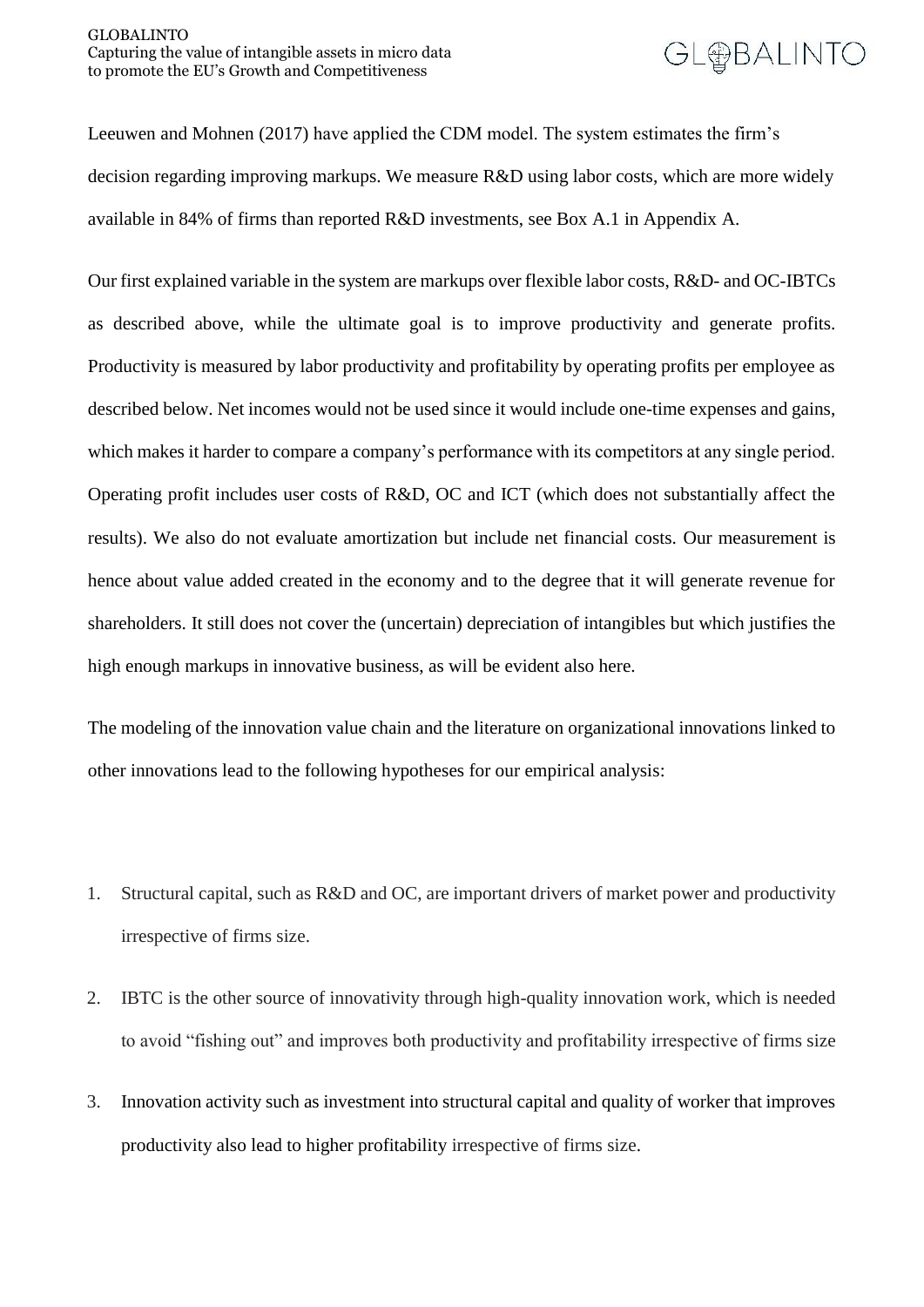Leeuwen and Mohnen (2017) have applied the CDM model. The system estimates the firm's decision regarding improving markups. We measure R&D using labor costs, which are more widely available in 84% of firms than reported R&D investments, see Box A.1 in Appendix A.

Our first explained variable in the system are markups over flexible labor costs, R&D- and OC-IBTCs as described above, while the ultimate goal is to improve productivity and generate profits. Productivity is measured by labor productivity and profitability by operating profits per employee as described below. Net incomes would not be used since it would include one-time expenses and gains, which makes it harder to compare a company's performance with its competitors at any single period. Operating profit includes user costs of R&D, OC and ICT (which does not substantially affect the results). We also do not evaluate amortization but include net financial costs. Our measurement is hence about value added created in the economy and to the degree that it will generate revenue for shareholders. It still does not cover the (uncertain) depreciation of intangibles but which justifies the high enough markups in innovative business, as will be evident also here.

The modeling of the innovation value chain and the literature on organizational innovations linked to other innovations lead to the following hypotheses for our empirical analysis:

1. Structural capital, such as R&D and OC, are important drivers of market power and productivity irrespective of firms size.
2. IBTC is the other source of innovativity through high-quality innovation work, which is needed to avoid "fishing out" and improves both productivity and profitability irrespective of firms size
3. Innovation activity such as investment into structural capital and quality of worker that improves productivity also lead to higher profitability irrespective of firms size.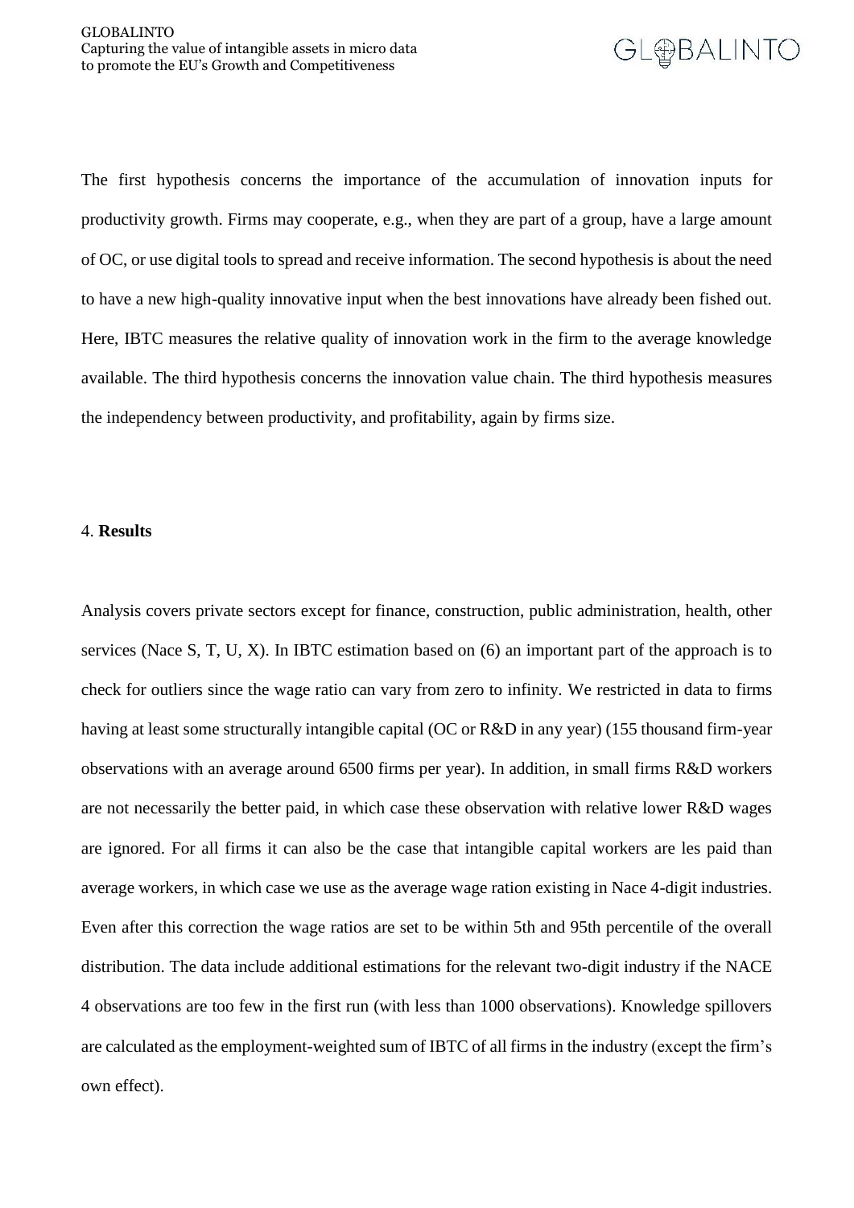The first hypothesis concerns the importance of the accumulation of innovation inputs for productivity growth. Firms may cooperate, e.g., when they are part of a group, have a large amount of OC, or use digital tools to spread and receive information. The second hypothesis is about the need to have a new high-quality innovative input when the best innovations have already been fished out. Here, IBTC measures the relative quality of innovation work in the firm to the average knowledge available. The third hypothesis concerns the innovation value chain. The third hypothesis measures the independency between productivity, and profitability, again by firms size.

## 4. **Results**

Analysis covers private sectors except for finance, construction, public administration, health, other services (Nace S, T, U, X). In IBTC estimation based on (6) an important part of the approach is to check for outliers since the wage ratio can vary from zero to infinity. We restricted in data to firms having at least some structurally intangible capital (OC or R&D in any year) (155 thousand firm-year observations with an average around 6500 firms per year). In addition, in small firms R&D workers are not necessarily the better paid, in which case these observation with relative lower R&D wages are ignored. For all firms it can also be the case that intangible capital workers are les paid than average workers, in which case we use as the average wage ration existing in Nace 4-digit industries. Even after this correction the wage ratios are set to be within 5th and 95th percentile of the overall distribution. The data include additional estimations for the relevant two-digit industry if the NACE 4 observations are too few in the first run (with less than 1000 observations). Knowledge spillovers are calculated as the employment-weighted sum of IBTC of all firms in the industry (except the firm's own effect).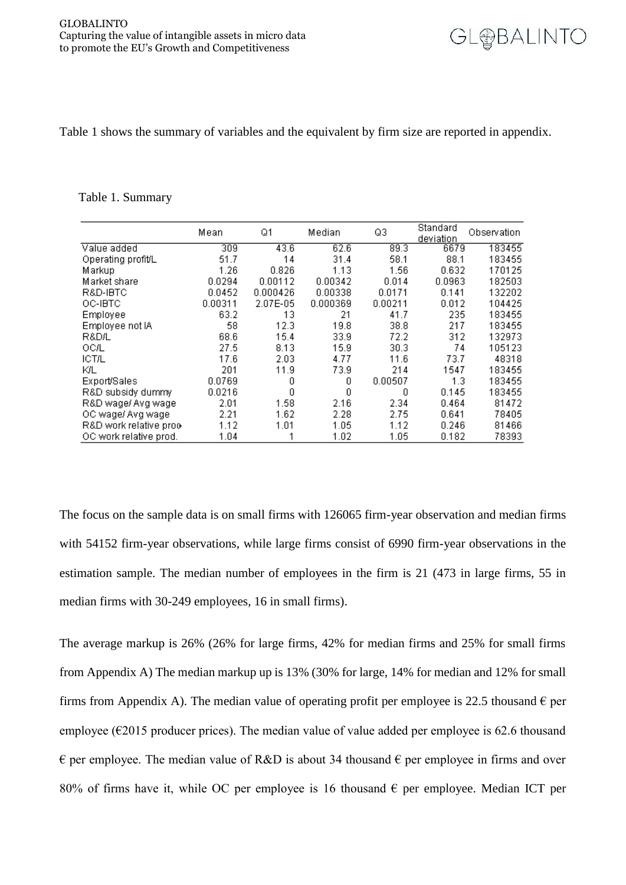Table 1 shows the summary of variables and the equivalent by firm size are reported in appendix.

Table 1. Summary

| | Mean | Q1 | Median | Q3 | Standard deviation | Observation |
|---|---|---|---|---|---|---|
| Value added | 309 | 43.6 | 62.6 | 89.3 | 6679 | 183455 |
| Operating profit/L | 51.7 | 14 | 31.4 | 58.1 | 88.1 | 183455 |
| Markup | 1.26 | 0.826 | 1.13 | 1.56 | 0.632 | 170125 |
| Market share | 0.0294 | 0.00112 | 0.00342 | 0.014 | 0.0963 | 182503 |
| R&D-IBTC | 0.0452 | 0.000426 | 0.00338 | 0.0171 | 0.141 | 132202 |
| OC-IBTC | 0.00311 | 2.07E-05 | 0.000369 | 0.00211 | 0.012 | 104425 |
| Employee | 63.2 | 13 | 21 | 41.7 | 235 | 183455 |
| Employee not IA | 58 | 12.3 | 19.8 | 38.8 | 217 | 183455 |
| R&D/L | 68.6 | 15.4 | 33.9 | 72.2 | 312 | 132973 |
| OC/L | 27.5 | 8.13 | 15.9 | 30.3 | 74 | 105123 |
| ICT/L | 17.6 | 2.03 | 4.77 | 11.6 | 73.7 | 48318 |
| K/L | 201 | 11.9 | 73.9 | 214 | 1547 | 183455 |
| Export/Sales | 0.0769 | 0 | 0 | 0.00507 | 1.3 | 183455 |
| R&D subsidy dummy | 0.0216 | 0 | 0 | 0 | 0.145 | 183455 |
| R&D wage/ Avg wage | 2.01 | 1.58 | 2.16 | 2.34 | 0.464 | 81472 |
| OC wage/ Avg wage | 2.21 | 1.62 | 2.28 | 2.75 | 0.641 | 78405 |
| R&D work relative prod | 1.12 | 1.01 | 1.05 | 1.12 | 0.246 | 81466 |
| OC work relative prod. | 1.04 | 1 | 1.02 | 1.05 | 0.182 | 78393 |

The focus on the sample data is on small firms with 126065 firm-year observation and median firms with 54152 firm-year observations, while large firms consist of 6990 firm-year observations in the estimation sample. The median number of employees in the firm is 21 (473 in large firms, 55 in median firms with 30-249 employees, 16 in small firms).

The average markup is 26% (26% for large firms, 42% for median firms and 25% for small firms from Appendix A) The median markup up is 13% (30% for large, 14% for median and 12% for small firms from Appendix A). The median value of operating profit per employee is 22.5 thousand € per employee (€2015 producer prices). The median value of value added per employee is 62.6 thousand € per employee. The median value of R&D is about 34 thousand € per employee in firms and over 80% of firms have it, while OC per employee is 16 thousand € per employee. Median ICT per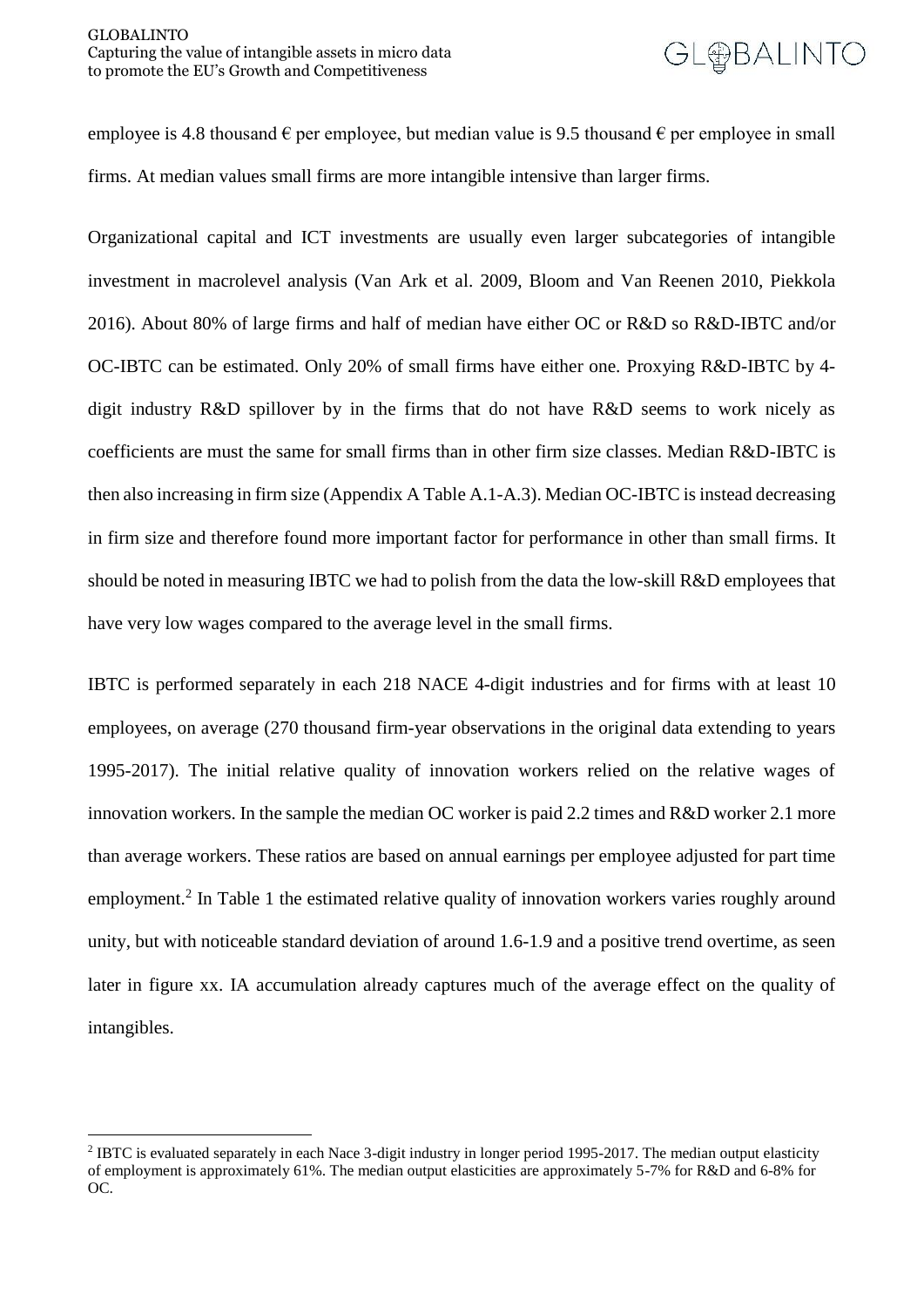employee is 4.8 thousand € per employee, but median value is 9.5 thousand € per employee in small firms. At median values small firms are more intangible intensive than larger firms.

Organizational capital and ICT investments are usually even larger subcategories of intangible investment in macrolevel analysis (Van Ark et al. 2009, Bloom and Van Reenen 2010, Piekkola 2016). About 80% of large firms and half of median have either OC or R&D so R&D-IBTC and/or OC-IBTC can be estimated. Only 20% of small firms have either one. Proxying R&D-IBTC by 4-digit industry R&D spillover by in the firms that do not have R&D seems to work nicely as coefficients are must the same for small firms than in other firm size classes. Median R&D-IBTC is then also increasing in firm size (Appendix A Table A.1-A.3). Median OC-IBTC is instead decreasing in firm size and therefore found more important factor for performance in other than small firms. It should be noted in measuring IBTC we had to polish from the data the low-skill R&D employees that have very low wages compared to the average level in the small firms.

IBTC is performed separately in each 218 NACE 4-digit industries and for firms with at least 10 employees, on average (270 thousand firm-year observations in the original data extending to years 1995-2017). The initial relative quality of innovation workers relied on the relative wages of innovation workers. In the sample the median OC worker is paid 2.2 times and R&D worker 2.1 more than average workers. These ratios are based on annual earnings per employee adjusted for part time employment.[2] In Table 1 the estimated relative quality of innovation workers varies roughly around unity, but with noticeable standard deviation of around 1.6-1.9 and a positive trend overtime, as seen later in figure xx. IA accumulation already captures much of the average effect on the quality of intangibles.

---

[2] IBTC is evaluated separately in each Nace 3-digit industry in longer period 1995-2017. The median output elasticity of employment is approximately 61%. The median output elasticities are approximately 5-7% for R&D and 6-8% for OC.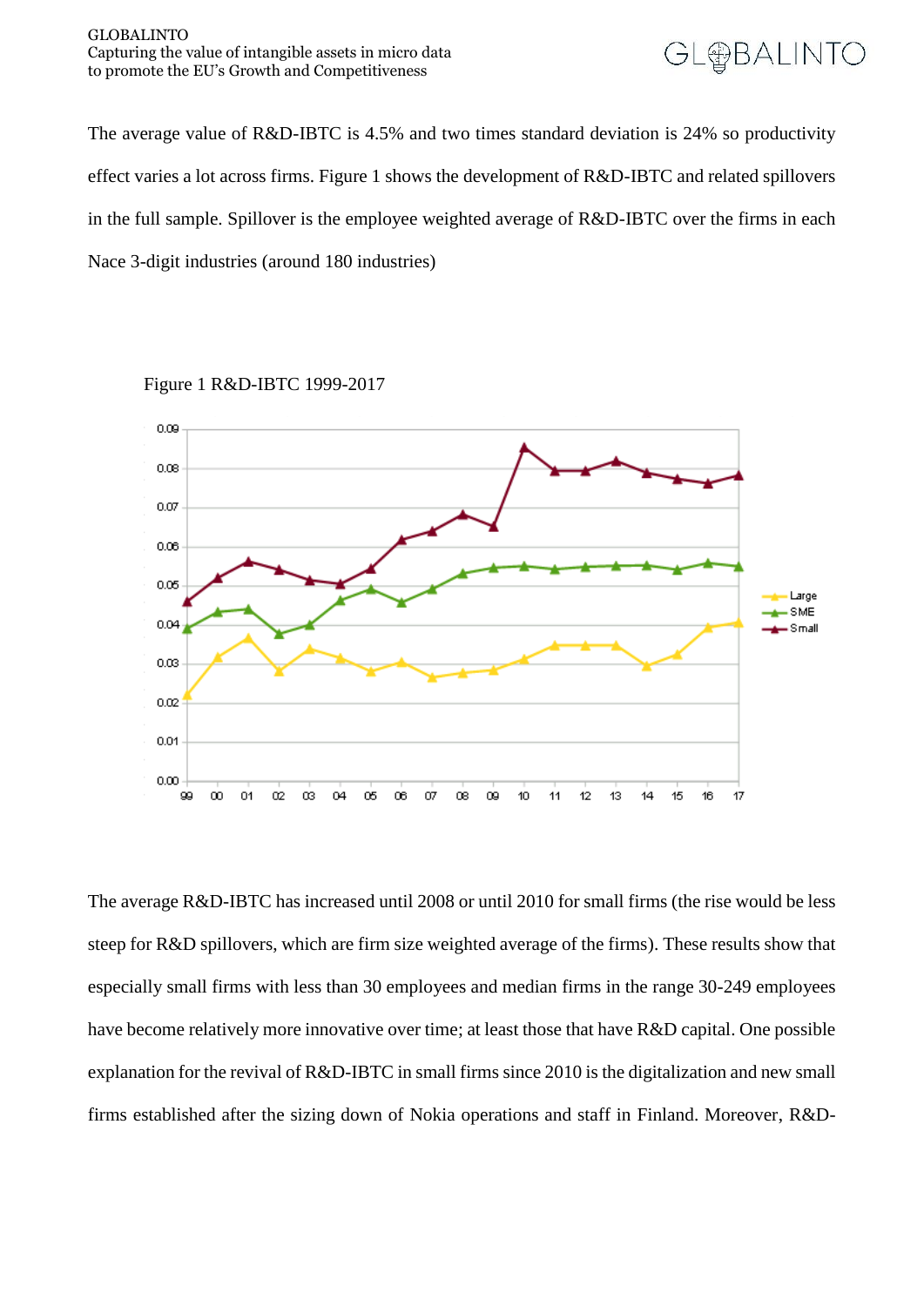The average value of R&D-IBTC is 4.5% and two times standard deviation is 24% so productivity effect varies a lot across firms. Figure 1 shows the development of R&D-IBTC and related spillovers in the full sample. Spillover is the employee weighted average of R&D-IBTC over the firms in each Nace 3-digit industries (around 180 industries)

Figure 1 R&D-IBTC 1999-2017

The average R&D-IBTC has increased until 2008 or until 2010 for small firms (the rise would be less steep for R&D spillovers, which are firm size weighted average of the firms). These results show that especially small firms with less than 30 employees and median firms in the range 30-249 employees have become relatively more innovative over time; at least those that have R&D capital. One possible explanation for the revival of R&D-IBTC in small firms since 2010 is the digitalization and new small firms established after the sizing down of Nokia operations and staff in Finland. Moreover, R&D-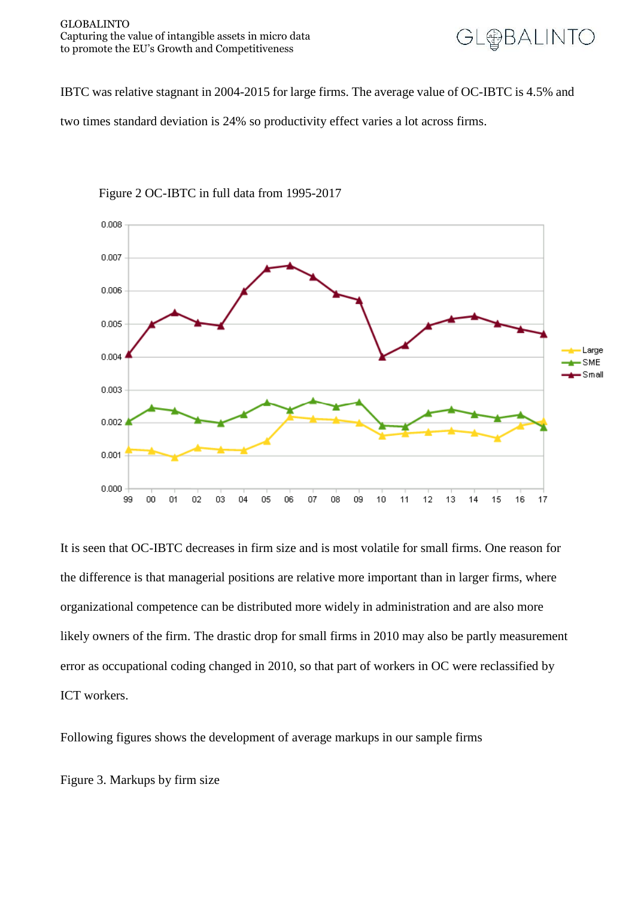IBTC was relative stagnant in 2004-2015 for large firms. The average value of OC-IBTC is 4.5% and two times standard deviation is 24% so productivity effect varies a lot across firms.

Figure 2 OC-IBTC in full data from 1995-2017

It is seen that OC-IBTC decreases in firm size and is most volatile for small firms. One reason for the difference is that managerial positions are relative more important than in larger firms, where organizational competence can be distributed more widely in administration and are also more likely owners of the firm. The drastic drop for small firms in 2010 may also be partly measurement error as occupational coding changed in 2010, so that part of workers in OC were reclassified by ICT workers.

Following figures shows the development of average markups in our sample firms

Figure 3. Markups by firm size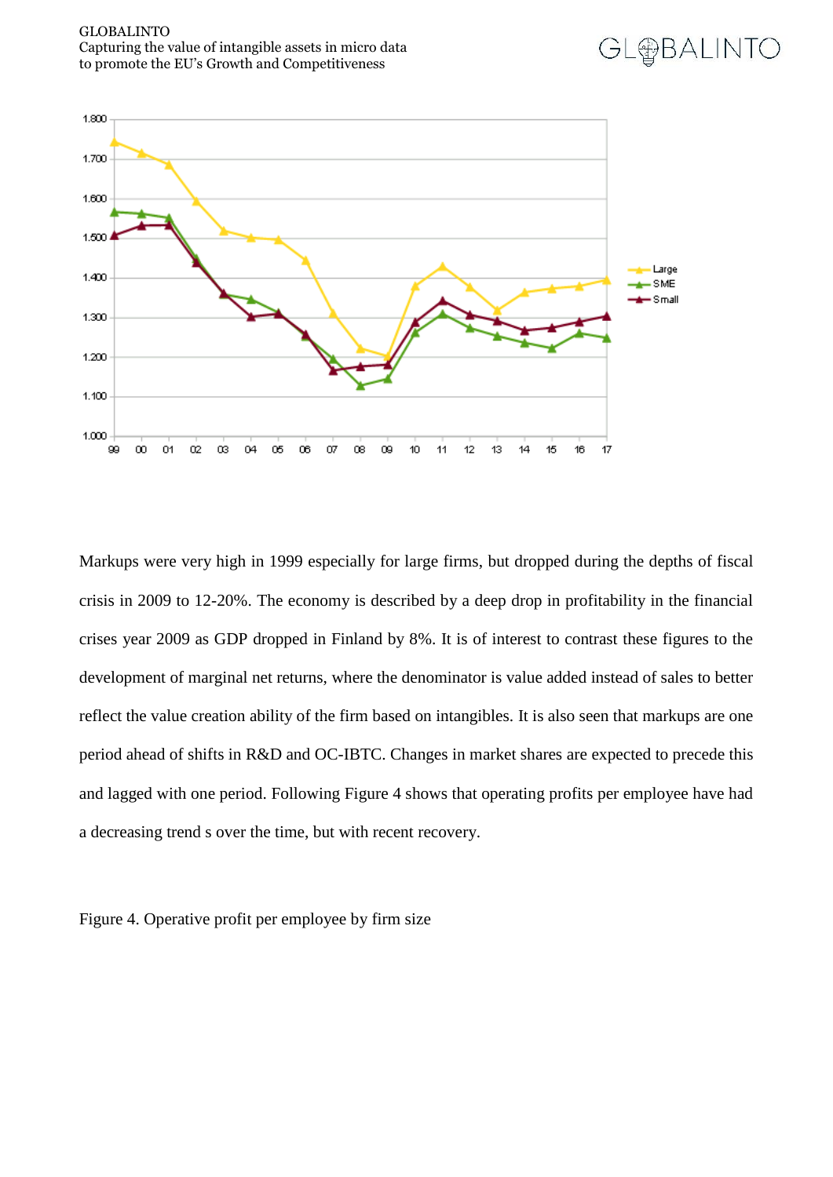Markups were very high in 1999 especially for large firms, but dropped during the depths of fiscal crisis in 2009 to 12-20%. The economy is described by a deep drop in profitability in the financial crises year 2009 as GDP dropped in Finland by 8%. It is of interest to contrast these figures to the development of marginal net returns, where the denominator is value added instead of sales to better reflect the value creation ability of the firm based on intangibles. It is also seen that markups are one period ahead of shifts in R&D and OC-IBTC. Changes in market shares are expected to precede this and lagged with one period. Following Figure 4 shows that operating profits per employee have had a decreasing trend s over the time, but with recent recovery.

Figure 4. Operative profit per employee by firm size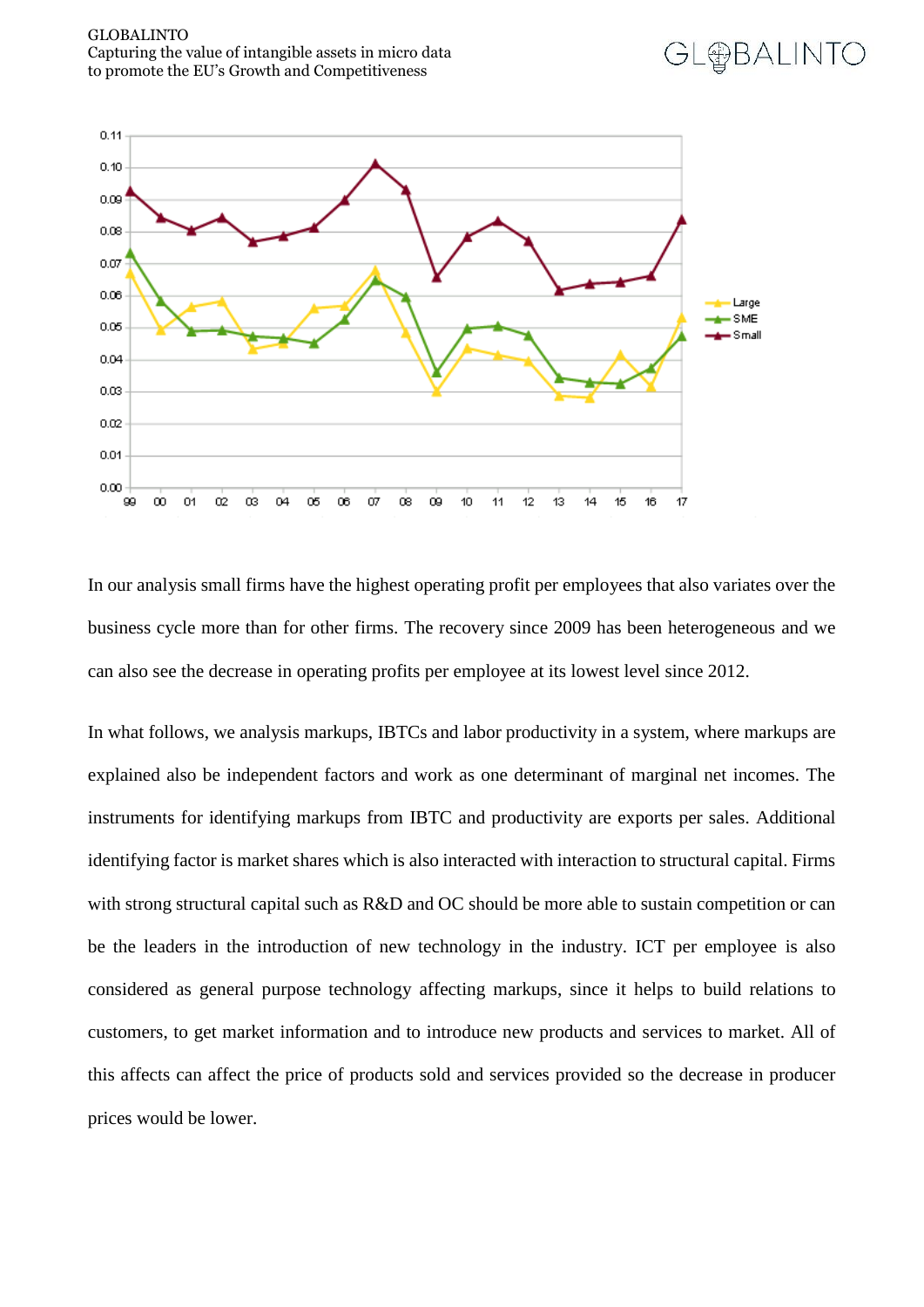In our analysis small firms have the highest operating profit per employees that also variates over the business cycle more than for other firms. The recovery since 2009 has been heterogeneous and we can also see the decrease in operating profits per employee at its lowest level since 2012.

In what follows, we analysis markups, IBTCs and labor productivity in a system, where markups are explained also be independent factors and work as one determinant of marginal net incomes. The instruments for identifying markups from IBTC and productivity are exports per sales. Additional identifying factor is market shares which is also interacted with interaction to structural capital. Firms with strong structural capital such as R&D and OC should be more able to sustain competition or can be the leaders in the introduction of new technology in the industry. ICT per employee is also considered as general purpose technology affecting markups, since it helps to build relations to customers, to get market information and to introduce new products and services to market. All of this affects can affect the price of products sold and services provided so the decrease in producer prices would be lower.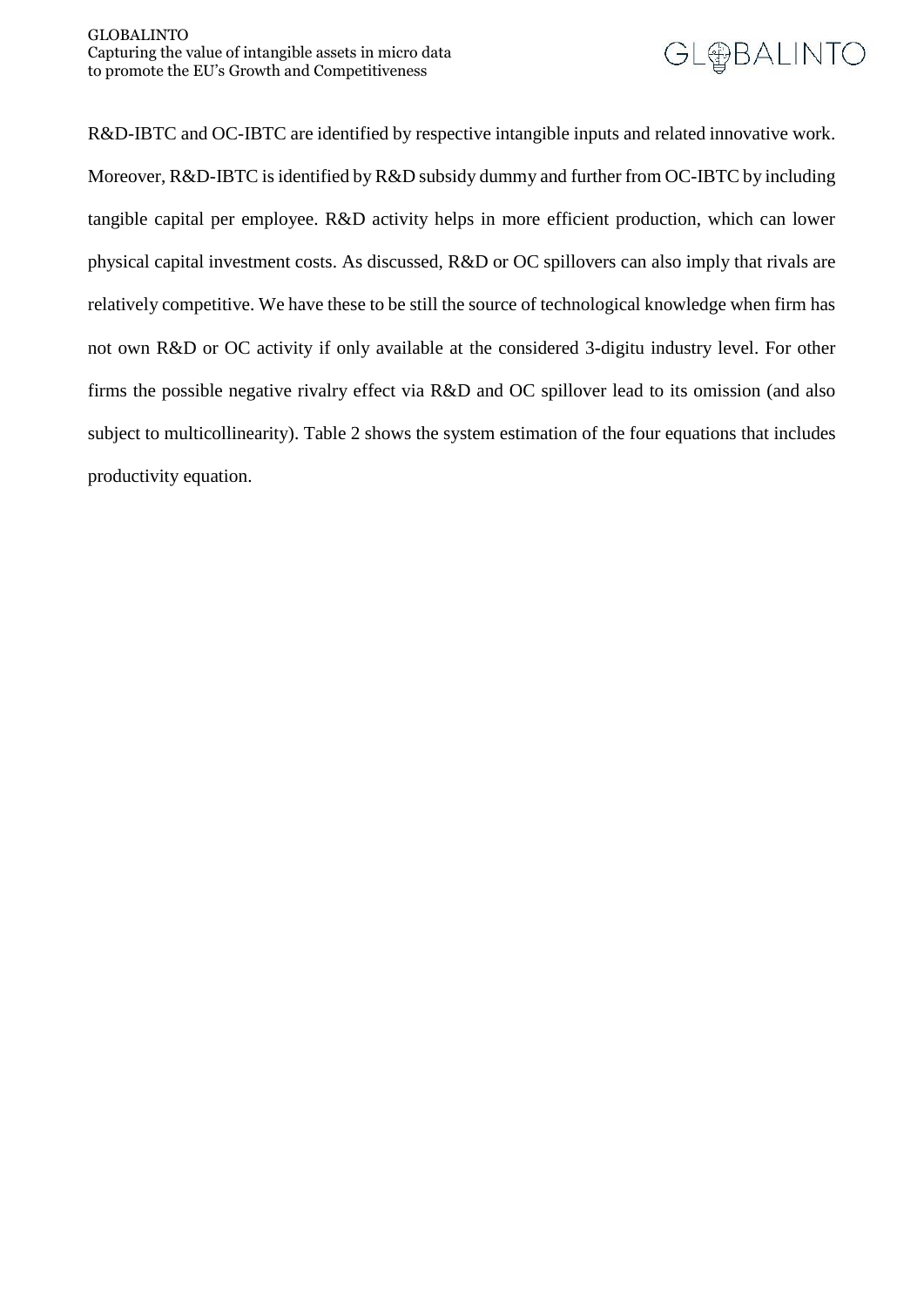R&D-IBTC and OC-IBTC are identified by respective intangible inputs and related innovative work. Moreover, R&D-IBTC is identified by R&D subsidy dummy and further from OC-IBTC by including tangible capital per employee. R&D activity helps in more efficient production, which can lower physical capital investment costs. As discussed, R&D or OC spillovers can also imply that rivals are relatively competitive. We have these to be still the source of technological knowledge when firm has not own R&D or OC activity if only available at the considered 3-digitu industry level. For other firms the possible negative rivalry effect via R&D and OC spillover lead to its omission (and also subject to multicollinearity). Table 2 shows the system estimation of the four equations that includes productivity equation.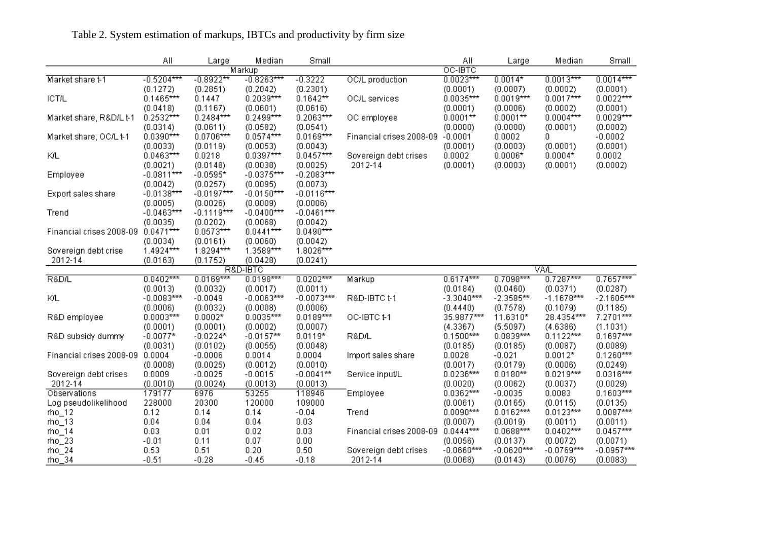Table 2. System estimation of markups, IBTCs and productivity by firm size

| | All | Large | Median | Small | | All | Large | Median | Small |
|---|---|---|---|---|---|---|---|---|---|
| | Markup | | | | | OC-IBTC | | | |
| Market share t-1 | -0.5204*** | -0.8922** | -0.8263*** | -0.3222 | OC/L production | 0.0023*** | 0.0014* | 0.0013*** | 0.0014*** |
| | (0.1272) | (0.2851) | (0.2042) | (0.2301) | | (0.0001) | (0.0007) | (0.0002) | (0.0001) |
| ICT/L | 0.1465*** | 0.1447 | 0.2039*** | 0.1642** | OC/L services | 0.0035*** | 0.0019*** | 0.0017*** | 0.0022*** |
| | (0.0418) | (0.1167) | (0.0601) | (0.0616) | | (0.0001) | (0.0006) | (0.0002) | (0.0001) |
| Market share, R&D/L t-1 | 0.2532*** | 0.2484*** | 0.2499*** | 0.2063*** | OC employee | 0.0001** | 0.0001** | 0.0004*** | 0.0029*** |
| | (0.0314) | (0.0611) | (0.0582) | (0.0541) | | (0.0000) | (0.0000) | (0.0001) | (0.0002) |
| Market share, OC/L t-1 | 0.0390*** | 0.0706*** | 0.0574*** | 0.0169*** | Financial crises 2008-09 | -0.0001 | 0.0002 | 0 | -0.0002 |
| | (0.0033) | (0.0119) | (0.0053) | (0.0043) | | (0.0001) | (0.0003) | (0.0001) | (0.0001) |
| K/L | 0.0463*** | 0.0218 | 0.0397*** | 0.0457*** | Sovereign debt crises 2012-14 | 0.0002 | 0.0006* | 0.0004* | 0.0002 |
| | (0.0021) | (0.0148) | (0.0038) | (0.0025) | | (0.0001) | (0.0003) | (0.0001) | (0.0002) |
| Employee | -0.0811*** | -0.0595* | -0.0375*** | -0.2083*** | | | | | |
| | (0.0042) | (0.0257) | (0.0095) | (0.0073) | | | | | |
| Export sales share | -0.0138*** | -0.0197*** | -0.0150*** | -0.0116*** | | | | | |
| | (0.0005) | (0.0026) | (0.0009) | (0.0006) | | | | | |
| Trend | -0.0463*** | -0.1119*** | -0.0400*** | -0.0461*** | | | | | |
| | (0.0035) | (0.0202) | (0.0068) | (0.0042) | | | | | |
| Financial crises 2008-09 | 0.0471*** | 0.0573*** | 0.0441*** | 0.0490*** | | | | | |
| | (0.0034) | (0.0161) | (0.0060) | (0.0042) | | | | | |
| Sovereign debt crise 2012-14 | 1.4924*** | 1.8294*** | 1.3589*** | 1.8026*** | | | | | |
| | (0.0163) | (0.1752) | (0.0428) | (0.0241) | | | | | |
| | R&D-IBTC | | | | | VA/L | | | |
| R&D/L | 0.0402*** | 0.0169*** | 0.0198*** | 0.0202*** | Markup | 0.6174*** | 0.7098*** | 0.7287*** | 0.7657*** |
| | (0.0013) | (0.0032) | (0.0017) | (0.0011) | | (0.0184) | (0.0460) | (0.0371) | (0.0287) |
| K/L | -0.0083*** | -0.0049 | -0.0063*** | -0.0073*** | R&D-IBTC t-1 | -3.3040*** | -2.3585** | -1.1678*** | -2.1605*** |
| | (0.0006) | (0.0032) | (0.0008) | (0.0006) | | (0.4440) | (0.7578) | (0.1079) | (0.1185) |
| R&D employee | 0.0003*** | 0.0002* | 0.0035*** | 0.0189*** | OC-IBTC t-1 | 35.9877*** | 11.6310* | 28.4354*** | 7.2701*** |
| | (0.0001) | (0.0001) | (0.0002) | (0.0007) | | (4.3367) | (5.5097) | (4.6386) | (1.1031) |
| R&D subsidy dummy | -0.0077* | -0.0224* | -0.0157** | 0.0119* | R&D/L | 0.1500*** | 0.0839*** | 0.1122*** | 0.1697*** |
| | (0.0031) | (0.0102) | (0.0055) | (0.0048) | | (0.0185) | (0.0185) | (0.0087) | (0.0089) |
| Financial crises 2008-09 | 0.0004 | -0.0006 | 0.0014 | 0.0004 | Import sales share | 0.0028 | -0.021 | 0.0012* | 0.1260*** |
| | (0.0008) | (0.0025) | (0.0012) | (0.0010) | | (0.0017) | (0.0179) | (0.0006) | (0.0249) |
| Sovereign debt crises 2012-14 | 0.0009 | -0.0025 | -0.0015 | -0.0041** | Service input/L | 0.0236*** | 0.0180** | 0.0219*** | 0.0316*** |
| | (0.0010) | (0.0024) | (0.0013) | (0.0013) | | (0.0020) | (0.0062) | (0.0037) | (0.0029) |
| Observations | 179177 | 6976 | 53255 | 118946 | Employee | 0.0362*** | -0.0035 | 0.0083 | 0.1603*** |
| Log pseudolikelihood | 228000 | 20300 | 120000 | 109000 | | (0.0061) | (0.0165) | (0.0115) | (0.0135) |
| rho_12 | 0.12 | 0.14 | 0.14 | -0.04 | Trend | 0.0090*** | 0.0162*** | 0.0123*** | 0.0087*** |
| rho_13 | 0.04 | 0.04 | 0.04 | 0.03 | | (0.0007) | (0.0019) | (0.0011) | (0.0011) |
| rho_14 | 0.03 | 0.01 | 0.02 | 0.03 | Financial crises 2008-09 | 0.0444*** | 0.0688*** | 0.0402*** | 0.0457*** |
| rho_23 | -0.01 | 0.11 | 0.07 | 0.00 | | (0.0056) | (0.0137) | (0.0072) | (0.0071) |
| rho_24 | 0.53 | 0.51 | 0.20 | 0.50 | Sovereign debt crises 2012-14 | -0.0660*** | -0.0620*** | -0.0769*** | -0.0957*** |
| rho_34 | -0.51 | -0.28 | -0.45 | -0.18 | | (0.0068) | (0.0143) | (0.0076) | (0.0083) |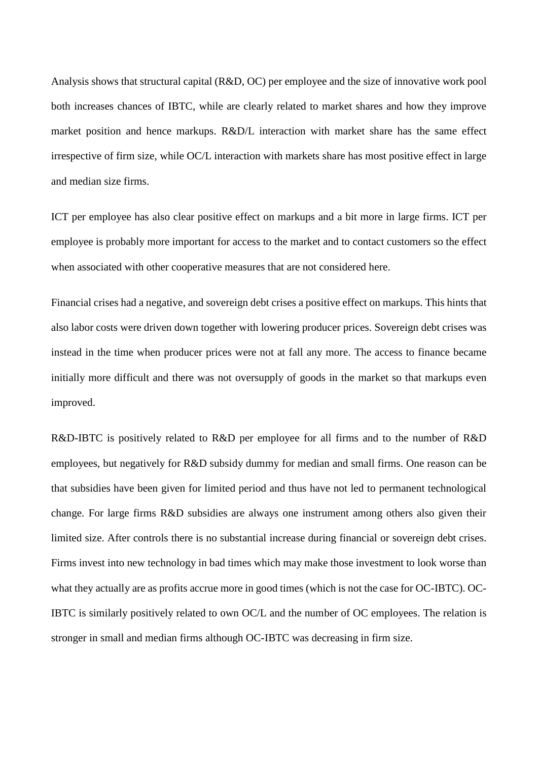Analysis shows that structural capital (R&D, OC) per employee and the size of innovative work pool both increases chances of IBTC, while are clearly related to market shares and how they improve market position and hence markups. R&D/L interaction with market share has the same effect irrespective of firm size, while OC/L interaction with markets share has most positive effect in large and median size firms.

ICT per employee has also clear positive effect on markups and a bit more in large firms. ICT per employee is probably more important for access to the market and to contact customers so the effect when associated with other cooperative measures that are not considered here.

Financial crises had a negative, and sovereign debt crises a positive effect on markups. This hints that also labor costs were driven down together with lowering producer prices. Sovereign debt crises was instead in the time when producer prices were not at fall any more. The access to finance became initially more difficult and there was not oversupply of goods in the market so that markups even improved.

R&D-IBTC is positively related to R&D per employee for all firms and to the number of R&D employees, but negatively for R&D subsidy dummy for median and small firms. One reason can be that subsidies have been given for limited period and thus have not led to permanent technological change. For large firms R&D subsidies are always one instrument among others also given their limited size. After controls there is no substantial increase during financial or sovereign debt crises. Firms invest into new technology in bad times which may make those investment to look worse than what they actually are as profits accrue more in good times (which is not the case for OC-IBTC). OC-IBTC is similarly positively related to own OC/L and the number of OC employees. The relation is stronger in small and median firms although OC-IBTC was decreasing in firm size.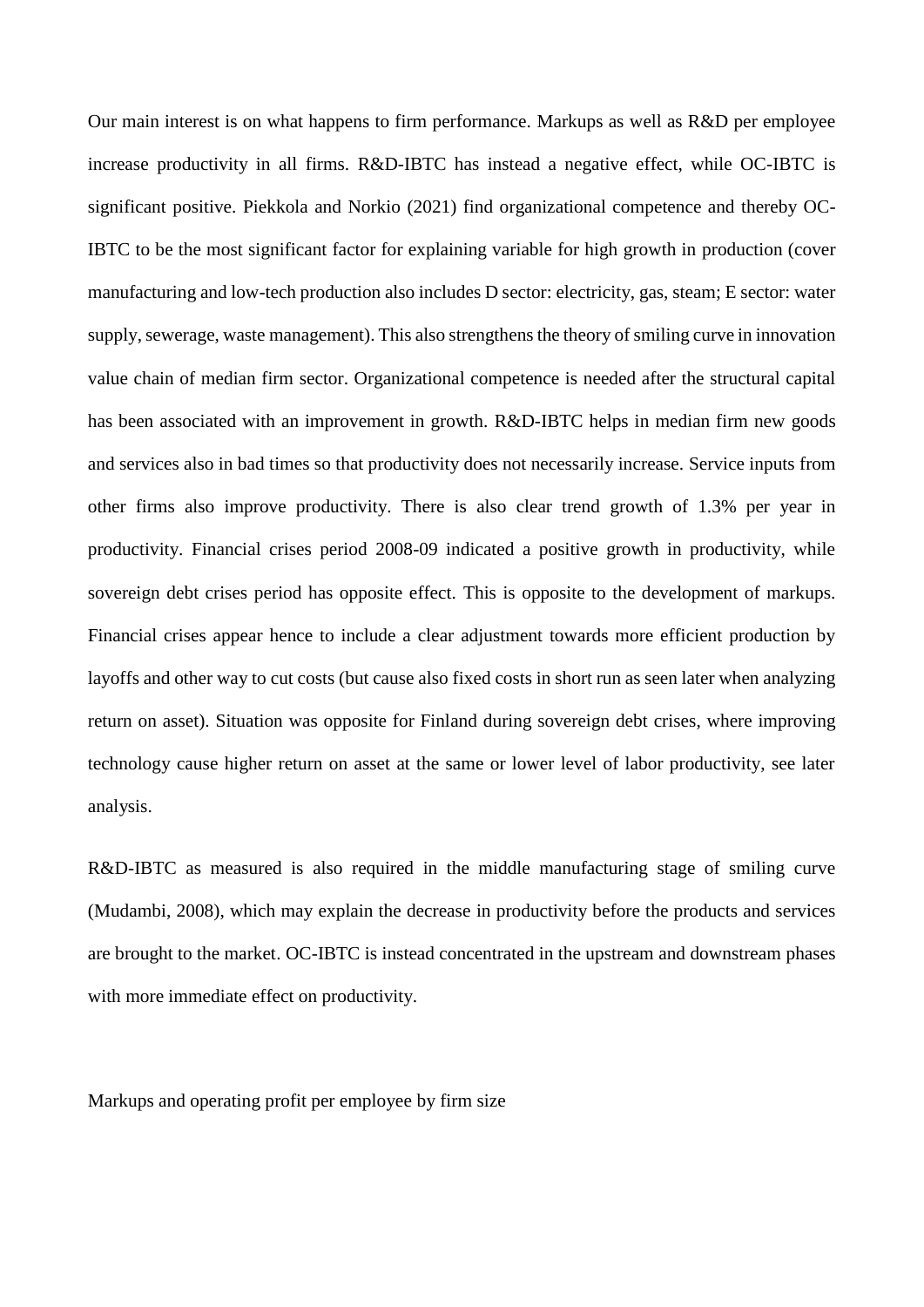Our main interest is on what happens to firm performance. Markups as well as R&D per employee increase productivity in all firms. R&D-IBTC has instead a negative effect, while OC-IBTC is significant positive. Piekkola and Norkio (2021) find organizational competence and thereby OC-IBTC to be the most significant factor for explaining variable for high growth in production (cover manufacturing and low-tech production also includes D sector: electricity, gas, steam; E sector: water supply, sewerage, waste management). This also strengthens the theory of smiling curve in innovation value chain of median firm sector. Organizational competence is needed after the structural capital has been associated with an improvement in growth. R&D-IBTC helps in median firm new goods and services also in bad times so that productivity does not necessarily increase. Service inputs from other firms also improve productivity. There is also clear trend growth of 1.3% per year in productivity. Financial crises period 2008-09 indicated a positive growth in productivity, while sovereign debt crises period has opposite effect. This is opposite to the development of markups. Financial crises appear hence to include a clear adjustment towards more efficient production by layoffs and other way to cut costs (but cause also fixed costs in short run as seen later when analyzing return on asset). Situation was opposite for Finland during sovereign debt crises, where improving technology cause higher return on asset at the same or lower level of labor productivity, see later analysis.

R&D-IBTC as measured is also required in the middle manufacturing stage of smiling curve (Mudambi, 2008), which may explain the decrease in productivity before the products and services are brought to the market. OC-IBTC is instead concentrated in the upstream and downstream phases with more immediate effect on productivity.

Markups and operating profit per employee by firm size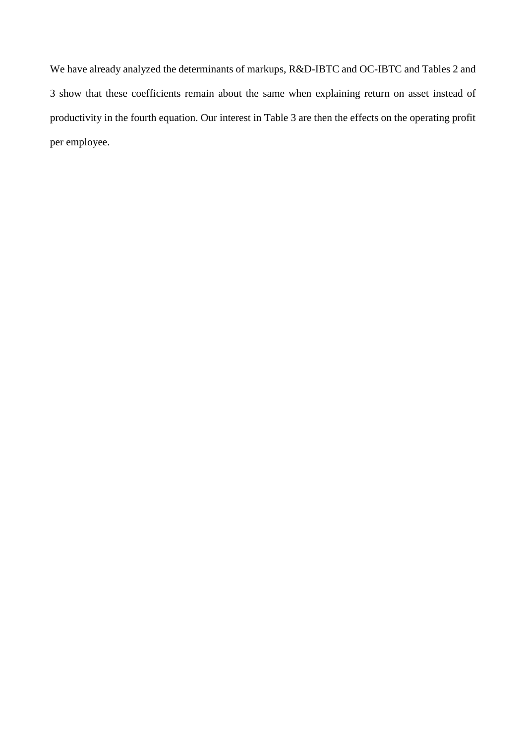We have already analyzed the determinants of markups, R&D-IBTC and OC-IBTC and Tables 2 and 3 show that these coefficients remain about the same when explaining return on asset instead of productivity in the fourth equation. Our interest in Table 3 are then the effects on the operating profit per employee.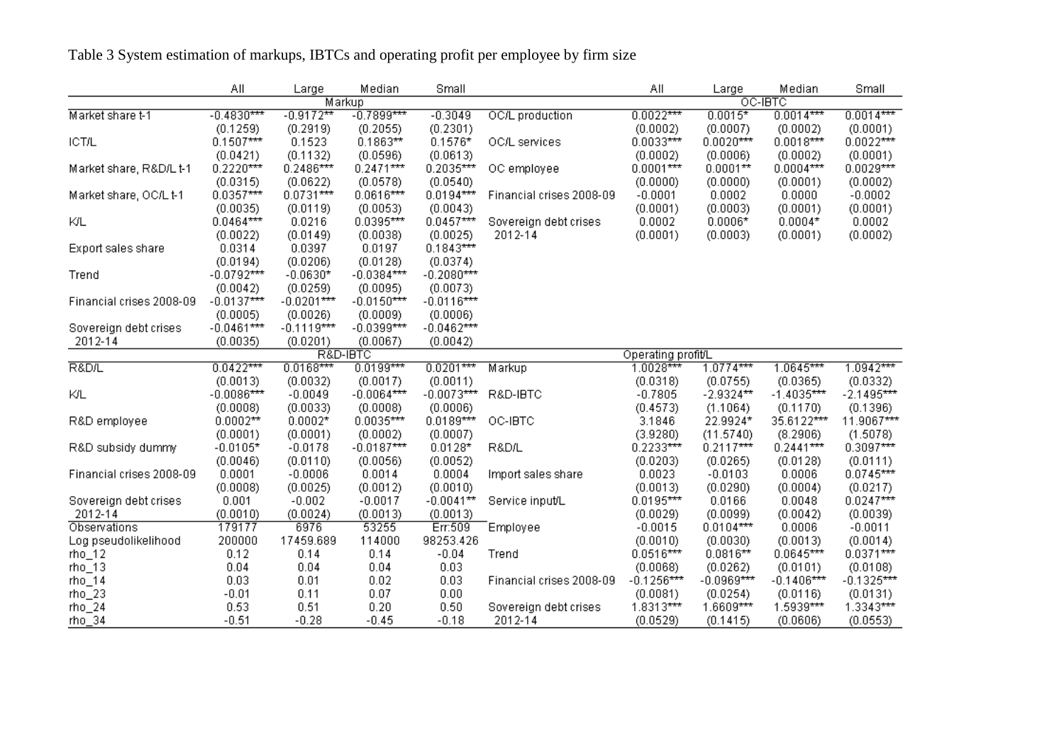Table 3 System estimation of markups, IBTCs and operating profit per employee by firm size

| | All | Large | Median | Small | | All | Large | Median | Small |
|---|---|---|---|---|---|---|---|---|---|
| | Markup | | | | | OC-IBTC | | | |
| Market share t-1 | -0.4830*** | -0.9172** | -0.7899*** | -0.3049 | OC/L production | 0.0022*** | 0.0015* | 0.0014*** | 0.0014*** |
| | (0.1259) | (0.2919) | (0.2055) | (0.2301) | | (0.0002) | (0.0007) | (0.0002) | (0.0001) |
| ICT/L | 0.1507*** | 0.1523 | 0.1863** | 0.1576* | OC/L services | 0.0033*** | 0.0020*** | 0.0018*** | 0.0022*** |
| | (0.0421) | (0.1132) | (0.0596) | (0.0613) | | (0.0002) | (0.0006) | (0.0002) | (0.0001) |
| Market share, R&D/L t-1 | 0.2220*** | 0.2486*** | 0.2471*** | 0.2035*** | OC employee | 0.0001*** | 0.0001** | 0.0004*** | 0.0029*** |
| | (0.0315) | (0.0622) | (0.0578) | (0.0540) | | (0.0000) | (0.0000) | (0.0001) | (0.0002) |
| Market share, OC/L t-1 | 0.0357*** | 0.0731*** | 0.0616*** | 0.0194*** | Financial crises 2008-09 | -0.0001 | 0.0002 | 0.0000 | -0.0002 |
| | (0.0035) | (0.0119) | (0.0053) | (0.0043) | | (0.0001) | (0.0003) | (0.0001) | (0.0001) |
| K/L | 0.0464*** | 0.0216 | 0.0395*** | 0.0457*** | Sovereign debt crises 2012-14 | 0.0002 | 0.0006* | 0.0004* | 0.0002 |
| | (0.0022) | (0.0149) | (0.0038) | (0.0025) | | (0.0001) | (0.0003) | (0.0001) | (0.0002) |
| Export sales share | 0.0314 | 0.0397 | 0.0197 | 0.1843*** | | | | | |
| | (0.0194) | (0.0206) | (0.0128) | (0.0374) | | | | | |
| Trend | -0.0792*** | -0.0630* | -0.0384*** | -0.2080*** | | | | | |
| | (0.0042) | (0.0259) | (0.0095) | (0.0073) | | | | | |
| Financial crises 2008-09 | -0.0137*** | -0.0201*** | -0.0150*** | -0.0116*** | | | | | |
| | (0.0005) | (0.0026) | (0.0009) | (0.0006) | | | | | |
| Sovereign debt crises 2012-14 | -0.0461*** | -0.1119*** | -0.0399*** | -0.0462*** | | | | | |
| | (0.0035) | (0.0201) | (0.0067) | (0.0042) | | | | | |
| | R&D-IBTC | | | | | Operating profit/L | | | |
| R&D/L | 0.0422*** | 0.0168*** | 0.0199*** | 0.0201*** | Markup | 1.0028*** | 1.0774*** | 1.0645*** | 1.0942*** |
| | (0.0013) | (0.0032) | (0.0017) | (0.0011) | | (0.0318) | (0.0755) | (0.0365) | (0.0332) |
| K/L | -0.0086*** | -0.0049 | -0.0064*** | -0.0073*** | R&D-IBTC | -0.7805 | -2.9324** | -1.4035*** | -2.1495*** |
| | (0.0008) | (0.0033) | (0.0008) | (0.0006) | | (0.4573) | (1.1064) | (0.1170) | (0.1396) |
| R&D employee | 0.0002** | 0.0002* | 0.0035*** | 0.0189*** | OC-IBTC | 3.1846 | 22.9924* | 35.6122*** | 11.9067*** |
| | (0.0001) | (0.0001) | (0.0002) | (0.0007) | | (3.9280) | (11.5740) | (8.2906) | (1.5078) |
| R&D subsidy dummy | -0.0105* | -0.0178 | -0.0187*** | 0.0128* | R&D/L | 0.2233*** | 0.2117*** | 0.2441*** | 0.3097*** |
| | (0.0046) | (0.0110) | (0.0056) | (0.0052) | | (0.0203) | (0.0265) | (0.0128) | (0.0111) |
| Financial crises 2008-09 | 0.0001 | -0.0006 | 0.0014 | 0.0004 | Import sales share | 0.0023 | -0.0103 | 0.0006 | 0.0745*** |
| | (0.0008) | (0.0025) | (0.0012) | (0.0010) | | (0.0013) | (0.0290) | (0.0004) | (0.0217) |
| Sovereign debt crises 2012-14 | 0.001 | -0.002 | -0.0017 | -0.0041** | Service input/L | 0.0195*** | 0.0166 | 0.0048 | 0.0247*** |
| | (0.0010) | (0.0024) | (0.0013) | (0.0013) | | (0.0029) | (0.0099) | (0.0042) | (0.0039) |
| Observations | 179177 | 6976 | 53255 | Err:509 | Employee | -0.0015 | 0.0104*** | 0.0006 | -0.0011 |
| Log pseudolikelihood | 200000 | 17459.689 | 114000 | 98253.426 | | (0.0010) | (0.0030) | (0.0013) | (0.0014) |
| rho_12 | 0.12 | 0.14 | 0.14 | -0.04 | Trend | 0.0516*** | 0.0816** | 0.0645*** | 0.0371*** |
| rho_13 | 0.04 | 0.04 | 0.04 | 0.03 | | (0.0068) | (0.0262) | (0.0101) | (0.0108) |
| rho_14 | 0.03 | 0.01 | 0.02 | 0.03 | Financial crises 2008-09 | -0.1256*** | -0.0969*** | -0.1406*** | -0.1325*** |
| rho_23 | -0.01 | 0.11 | 0.07 | 0.00 | | (0.0081) | (0.0254) | (0.0116) | (0.0131) |
| rho_24 | 0.53 | 0.51 | 0.20 | 0.50 | Sovereign debt crises | 1.8313*** | 1.6609*** | 1.5939*** | 1.3343*** |
| rho_34 | -0.51 | -0.28 | -0.45 | -0.18 | 2012-14 | (0.0529) | (0.1415) | (0.0606) | (0.0553) |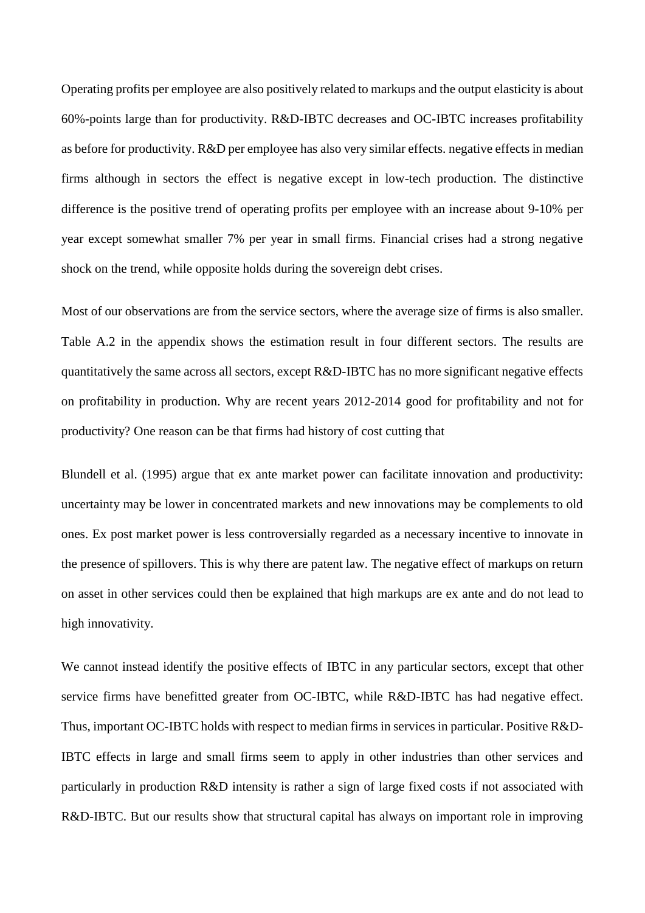Operating profits per employee are also positively related to markups and the output elasticity is about 60%-points large than for productivity. R&D-IBTC decreases and OC-IBTC increases profitability as before for productivity. R&D per employee has also very similar effects. negative effects in median firms although in sectors the effect is negative except in low-tech production. The distinctive difference is the positive trend of operating profits per employee with an increase about 9-10% per year except somewhat smaller 7% per year in small firms. Financial crises had a strong negative shock on the trend, while opposite holds during the sovereign debt crises.

Most of our observations are from the service sectors, where the average size of firms is also smaller. Table A.2 in the appendix shows the estimation result in four different sectors. The results are quantitatively the same across all sectors, except R&D-IBTC has no more significant negative effects on profitability in production. Why are recent years 2012-2014 good for profitability and not for productivity? One reason can be that firms had history of cost cutting that

Blundell et al. (1995) argue that ex ante market power can facilitate innovation and productivity: uncertainty may be lower in concentrated markets and new innovations may be complements to old ones. Ex post market power is less controversially regarded as a necessary incentive to innovate in the presence of spillovers. This is why there are patent law. The negative effect of markups on return on asset in other services could then be explained that high markups are ex ante and do not lead to high innovativity.

We cannot instead identify the positive effects of IBTC in any particular sectors, except that other service firms have benefitted greater from OC-IBTC, while R&D-IBTC has had negative effect. Thus, important OC-IBTC holds with respect to median firms in services in particular. Positive R&D-IBTC effects in large and small firms seem to apply in other industries than other services and particularly in production R&D intensity is rather a sign of large fixed costs if not associated with R&D-IBTC. But our results show that structural capital has always on important role in improving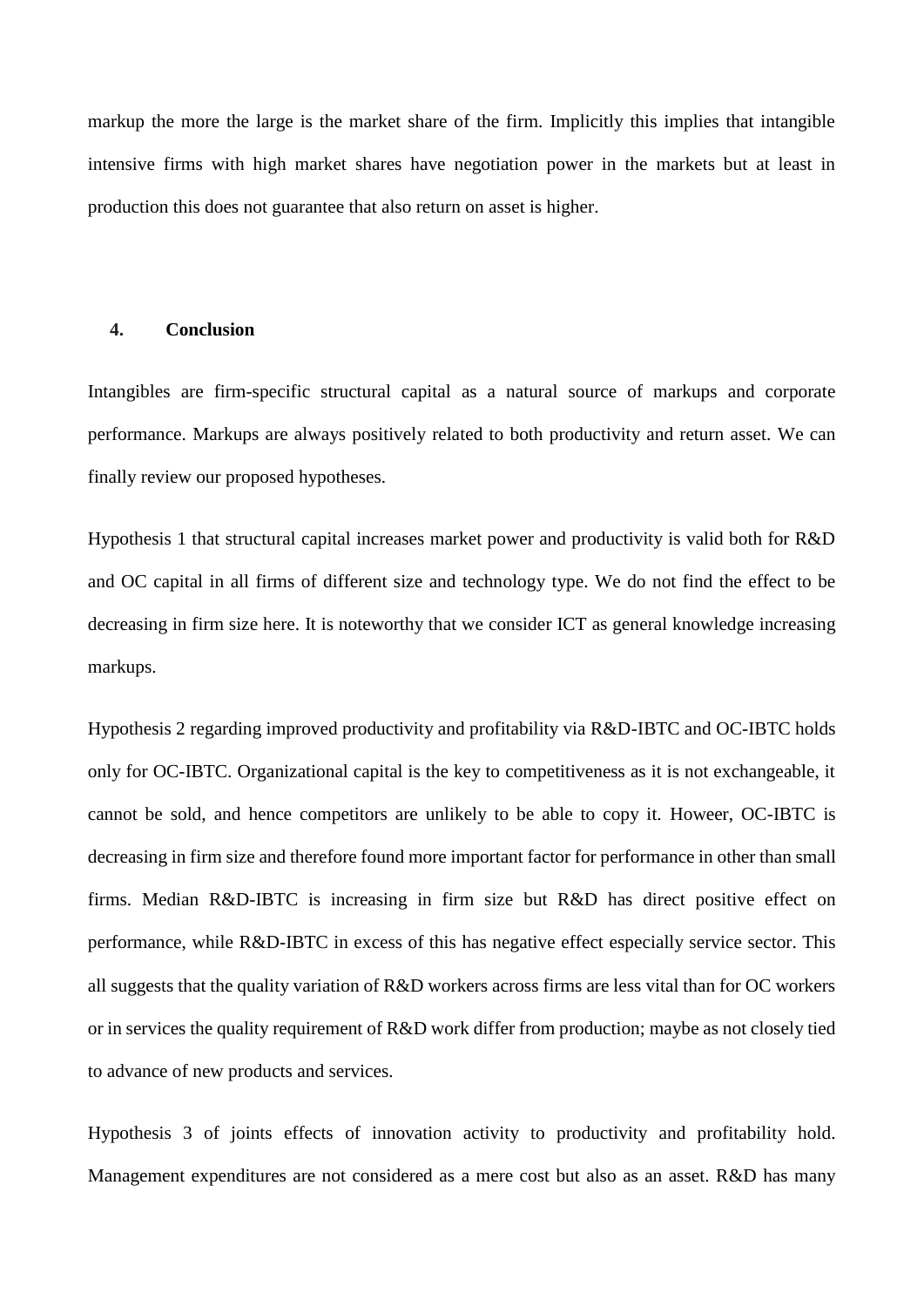markup the more the large is the market share of the firm. Implicitly this implies that intangible intensive firms with high market shares have negotiation power in the markets but at least in production this does not guarantee that also return on asset is higher.

## 4. Conclusion

Intangibles are firm-specific structural capital as a natural source of markups and corporate performance. Markups are always positively related to both productivity and return asset. We can finally review our proposed hypotheses.

Hypothesis 1 that structural capital increases market power and productivity is valid both for R&D and OC capital in all firms of different size and technology type. We do not find the effect to be decreasing in firm size here. It is noteworthy that we consider ICT as general knowledge increasing markups.

Hypothesis 2 regarding improved productivity and profitability via R&D-IBTC and OC-IBTC holds only for OC-IBTC. Organizational capital is the key to competitiveness as it is not exchangeable, it cannot be sold, and hence competitors are unlikely to be able to copy it. Howeer, OC-IBTC is decreasing in firm size and therefore found more important factor for performance in other than small firms. Median R&D-IBTC is increasing in firm size but R&D has direct positive effect on performance, while R&D-IBTC in excess of this has negative effect especially service sector. This all suggests that the quality variation of R&D workers across firms are less vital than for OC workers or in services the quality requirement of R&D work differ from production; maybe as not closely tied to advance of new products and services.

Hypothesis 3 of joints effects of innovation activity to productivity and profitability hold. Management expenditures are not considered as a mere cost but also as an asset. R&D has many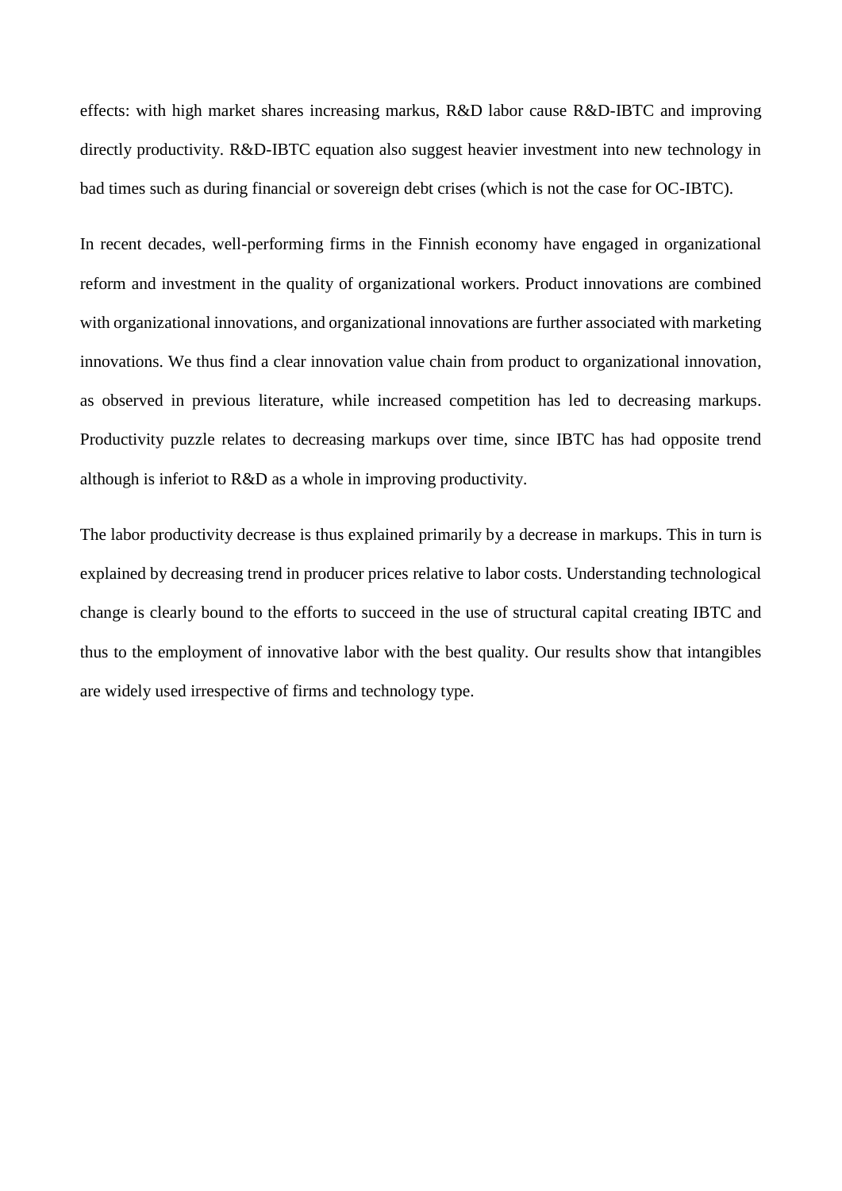effects: with high market shares increasing markus, R&D labor cause R&D-IBTC and improving directly productivity. R&D-IBTC equation also suggest heavier investment into new technology in bad times such as during financial or sovereign debt crises (which is not the case for OC-IBTC).

In recent decades, well-performing firms in the Finnish economy have engaged in organizational reform and investment in the quality of organizational workers. Product innovations are combined with organizational innovations, and organizational innovations are further associated with marketing innovations. We thus find a clear innovation value chain from product to organizational innovation, as observed in previous literature, while increased competition has led to decreasing markups. Productivity puzzle relates to decreasing markups over time, since IBTC has had opposite trend although is inferiot to R&D as a whole in improving productivity.

The labor productivity decrease is thus explained primarily by a decrease in markups. This in turn is explained by decreasing trend in producer prices relative to labor costs. Understanding technological change is clearly bound to the efforts to succeed in the use of structural capital creating IBTC and thus to the employment of innovative labor with the best quality. Our results show that intangibles are widely used irrespective of firms and technology type.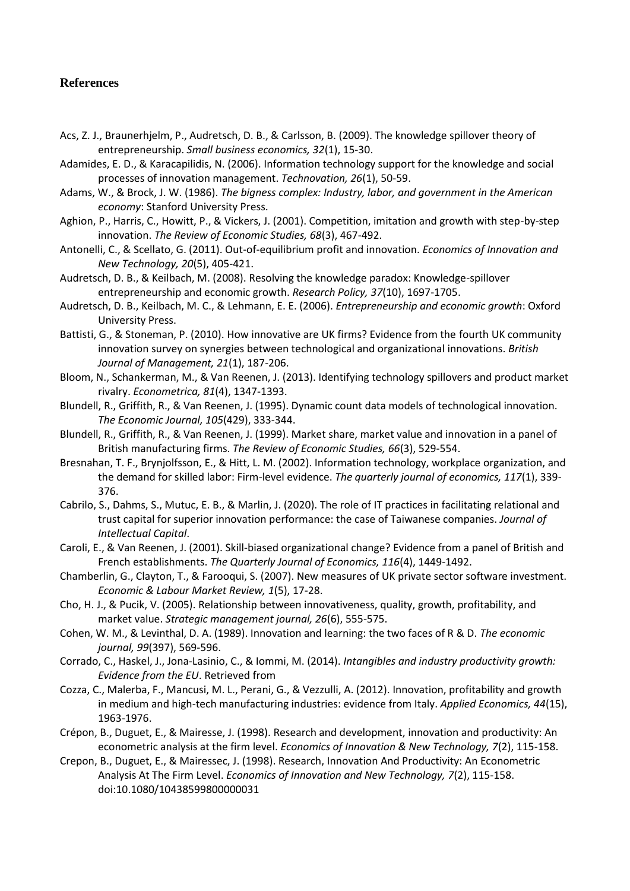## References

Acs, Z. J., Braunerhjelm, P., Audretsch, D. B., & Carlsson, B. (2009). The knowledge spillover theory of entrepreneurship. *Small business economics, 32*(1), 15-30.

Adamides, E. D., & Karacapilidis, N. (2006). Information technology support for the knowledge and social processes of innovation management. *Technovation, 26*(1), 50-59.

Adams, W., & Brock, J. W. (1986). *The bigness complex: Industry, labor, and government in the American economy*: Stanford University Press.

Aghion, P., Harris, C., Howitt, P., & Vickers, J. (2001). Competition, imitation and growth with step-by-step innovation. *The Review of Economic Studies, 68*(3), 467-492.

Antonelli, C., & Scellato, G. (2011). Out-of-equilibrium profit and innovation. *Economics of Innovation and New Technology, 20*(5), 405-421.

Audretsch, D. B., & Keilbach, M. (2008). Resolving the knowledge paradox: Knowledge-spillover entrepreneurship and economic growth. *Research Policy, 37*(10), 1697-1705.

Audretsch, D. B., Keilbach, M. C., & Lehmann, E. E. (2006). *Entrepreneurship and economic growth*: Oxford University Press.

Battisti, G., & Stoneman, P. (2010). How innovative are UK firms? Evidence from the fourth UK community innovation survey on synergies between technological and organizational innovations. *British Journal of Management, 21*(1), 187-206.

Bloom, N., Schankerman, M., & Van Reenen, J. (2013). Identifying technology spillovers and product market rivalry. *Econometrica, 81*(4), 1347-1393.

Blundell, R., Griffith, R., & Van Reenen, J. (1995). Dynamic count data models of technological innovation. *The Economic Journal, 105*(429), 333-344.

Blundell, R., Griffith, R., & Van Reenen, J. (1999). Market share, market value and innovation in a panel of British manufacturing firms. *The Review of Economic Studies, 66*(3), 529-554.

Bresnahan, T. F., Brynjolfsson, E., & Hitt, L. M. (2002). Information technology, workplace organization, and the demand for skilled labor: Firm-level evidence. *The quarterly journal of economics, 117*(1), 339-376.

Cabrilo, S., Dahms, S., Mutuc, E. B., & Marlin, J. (2020). The role of IT practices in facilitating relational and trust capital for superior innovation performance: the case of Taiwanese companies. *Journal of Intellectual Capital*.

Caroli, E., & Van Reenen, J. (2001). Skill-biased organizational change? Evidence from a panel of British and French establishments. *The Quarterly Journal of Economics, 116*(4), 1449-1492.

Chamberlin, G., Clayton, T., & Farooqui, S. (2007). New measures of UK private sector software investment. *Economic & Labour Market Review, 1*(5), 17-28.

Cho, H. J., & Pucik, V. (2005). Relationship between innovativeness, quality, growth, profitability, and market value. *Strategic management journal, 26*(6), 555-575.

Cohen, W. M., & Levinthal, D. A. (1989). Innovation and learning: the two faces of R & D. *The economic journal, 99*(397), 569-596.

Corrado, C., Haskel, J., Jona-Lasinio, C., & Iommi, M. (2014). *Intangibles and industry productivity growth: Evidence from the EU*. Retrieved from

Cozza, C., Malerba, F., Mancusi, M. L., Perani, G., & Vezzulli, A. (2012). Innovation, profitability and growth in medium and high-tech manufacturing industries: evidence from Italy. *Applied Economics, 44*(15), 1963-1976.

Crépon, B., Duguet, E., & Mairesse, J. (1998). Research and development, innovation and productivity: An econometric analysis at the firm level. *Economics of Innovation & New Technology, 7*(2), 115-158.

Crepon, B., Duguet, E., & Mairessec, J. (1998). Research, Innovation And Productivity: An Econometric Analysis At The Firm Level. *Economics of Innovation and New Technology, 7*(2), 115-158. doi:10.1080/10438599800000031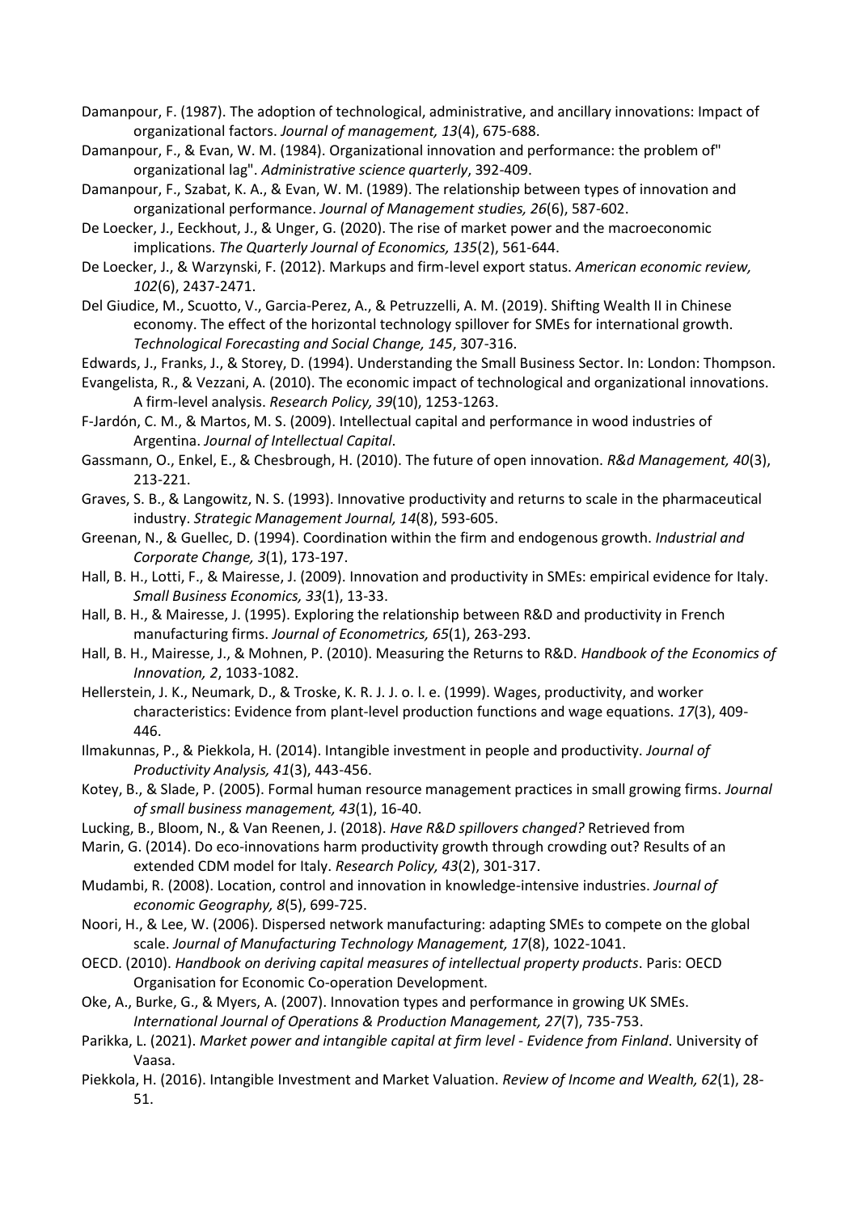Damanpour, F. (1987). The adoption of technological, administrative, and ancillary innovations: Impact of organizational factors. *Journal of management, 13*(4), 675-688.

Damanpour, F., & Evan, W. M. (1984). Organizational innovation and performance: the problem of" organizational lag". *Administrative science quarterly*, 392-409.

Damanpour, F., Szabat, K. A., & Evan, W. M. (1989). The relationship between types of innovation and organizational performance. *Journal of Management studies, 26*(6), 587-602.

De Loecker, J., Eeckhout, J., & Unger, G. (2020). The rise of market power and the macroeconomic implications. *The Quarterly Journal of Economics, 135*(2), 561-644.

De Loecker, J., & Warzynski, F. (2012). Markups and firm-level export status. *American economic review, 102*(6), 2437-2471.

Del Giudice, M., Scuotto, V., Garcia-Perez, A., & Petruzzelli, A. M. (2019). Shifting Wealth II in Chinese economy. The effect of the horizontal technology spillover for SMEs for international growth. *Technological Forecasting and Social Change, 145*, 307-316.

Edwards, J., Franks, J., & Storey, D. (1994). Understanding the Small Business Sector. In: London: Thompson.

Evangelista, R., & Vezzani, A. (2010). The economic impact of technological and organizational innovations. A firm-level analysis. *Research Policy, 39*(10), 1253-1263.

F-Jardón, C. M., & Martos, M. S. (2009). Intellectual capital and performance in wood industries of Argentina. *Journal of Intellectual Capital*.

Gassmann, O., Enkel, E., & Chesbrough, H. (2010). The future of open innovation. *R&d Management, 40*(3), 213-221.

Graves, S. B., & Langowitz, N. S. (1993). Innovative productivity and returns to scale in the pharmaceutical industry. *Strategic Management Journal, 14*(8), 593-605.

Greenan, N., & Guellec, D. (1994). Coordination within the firm and endogenous growth. *Industrial and Corporate Change, 3*(1), 173-197.

Hall, B. H., Lotti, F., & Mairesse, J. (2009). Innovation and productivity in SMEs: empirical evidence for Italy. *Small Business Economics, 33*(1), 13-33.

Hall, B. H., & Mairesse, J. (1995). Exploring the relationship between R&D and productivity in French manufacturing firms. *Journal of Econometrics, 65*(1), 263-293.

Hall, B. H., Mairesse, J., & Mohnen, P. (2010). Measuring the Returns to R&D. *Handbook of the Economics of Innovation, 2*, 1033-1082.

Hellerstein, J. K., Neumark, D., & Troske, K. R. J. J. o. l. e. (1999). Wages, productivity, and worker characteristics: Evidence from plant-level production functions and wage equations. *17*(3), 409-446.

Ilmakunnas, P., & Piekkola, H. (2014). Intangible investment in people and productivity. *Journal of Productivity Analysis, 41*(3), 443-456.

Kotey, B., & Slade, P. (2005). Formal human resource management practices in small growing firms. *Journal of small business management, 43*(1), 16-40.

Lucking, B., Bloom, N., & Van Reenen, J. (2018). *Have R&D spillovers changed?* Retrieved from

Marin, G. (2014). Do eco-innovations harm productivity growth through crowding out? Results of an extended CDM model for Italy. *Research Policy, 43*(2), 301-317.

Mudambi, R. (2008). Location, control and innovation in knowledge-intensive industries. *Journal of economic Geography, 8*(5), 699-725.

Noori, H., & Lee, W. (2006). Dispersed network manufacturing: adapting SMEs to compete on the global scale. *Journal of Manufacturing Technology Management, 17*(8), 1022-1041.

OECD. (2010). *Handbook on deriving capital measures of intellectual property products*. Paris: OECD Organisation for Economic Co-operation Development.

Oke, A., Burke, G., & Myers, A. (2007). Innovation types and performance in growing UK SMEs. *International Journal of Operations & Production Management, 27*(7), 735-753.

Parikka, L. (2021). *Market power and intangible capital at firm level - Evidence from Finland*. University of Vaasa.

Piekkola, H. (2016). Intangible Investment and Market Valuation. *Review of Income and Wealth, 62*(1), 28-51.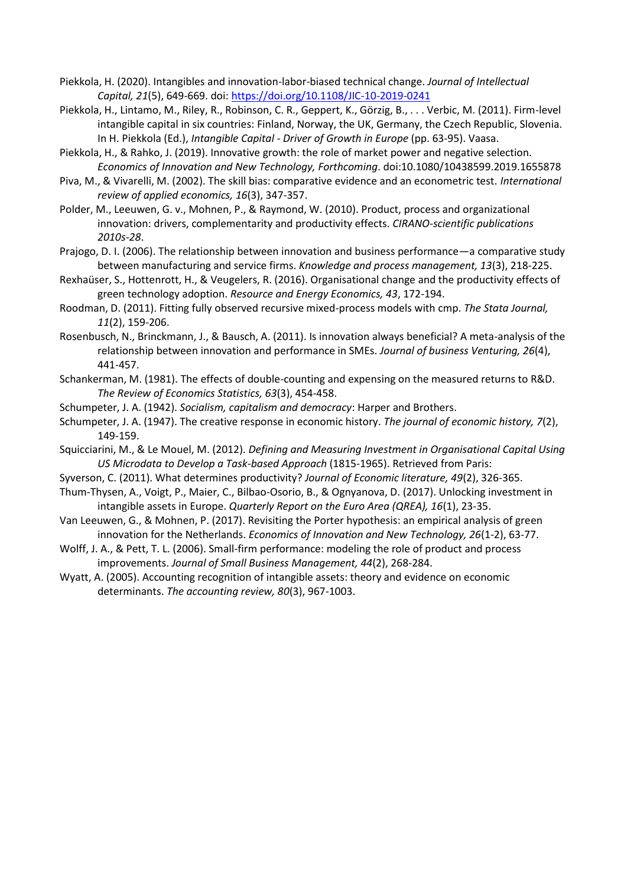Piekkola, H. (2020). Intangibles and innovation-labor-biased technical change. *Journal of Intellectual Capital, 21*(5), 649-669. doi: https://doi.org/10.1108/JIC-10-2019-0241

Piekkola, H., Lintamo, M., Riley, R., Robinson, C. R., Geppert, K., Görzig, B., . . . Verbic, M. (2011). Firm-level intangible capital in six countries: Finland, Norway, the UK, Germany, the Czech Republic, Slovenia. In H. Piekkola (Ed.), *Intangible Capital - Driver of Growth in Europe* (pp. 63-95). Vaasa.

Piekkola, H., & Rahko, J. (2019). Innovative growth: the role of market power and negative selection. *Economics of Innovation and New Technology, Forthcoming*. doi:10.1080/10438599.2019.1655878

Piva, M., & Vivarelli, M. (2002). The skill bias: comparative evidence and an econometric test. *International review of applied economics, 16*(3), 347-357.

Polder, M., Leeuwen, G. v., Mohnen, P., & Raymond, W. (2010). Product, process and organizational innovation: drivers, complementarity and productivity effects. *CIRANO-scientific publications 2010s-28*.

Prajogo, D. I. (2006). The relationship between innovation and business performance—a comparative study between manufacturing and service firms. *Knowledge and process management, 13*(3), 218-225.

Rexhaüser, S., Hottenrott, H., & Veugelers, R. (2016). Organisational change and the productivity effects of green technology adoption. *Resource and Energy Economics, 43*, 172-194.

Roodman, D. (2011). Fitting fully observed recursive mixed-process models with cmp. *The Stata Journal, 11*(2), 159-206.

Rosenbusch, N., Brinckmann, J., & Bausch, A. (2011). Is innovation always beneficial? A meta-analysis of the relationship between innovation and performance in SMEs. *Journal of business Venturing, 26*(4), 441-457.

Schankerman, M. (1981). The effects of double-counting and expensing on the measured returns to R&D. *The Review of Economics Statistics, 63*(3), 454-458.

Schumpeter, J. A. (1942). *Socialism, capitalism and democracy*: Harper and Brothers.

Schumpeter, J. A. (1947). The creative response in economic history. *The journal of economic history, 7*(2), 149-159.

Squicciarini, M., & Le Mouel, M. (2012). *Defining and Measuring Investment in Organisational Capital Using US Microdata to Develop a Task-based Approach* (1815-1965). Retrieved from Paris:

Syverson, C. (2011). What determines productivity? *Journal of Economic literature, 49*(2), 326-365.

Thum-Thysen, A., Voigt, P., Maier, C., Bilbao-Osorio, B., & Ognyanova, D. (2017). Unlocking investment in intangible assets in Europe. *Quarterly Report on the Euro Area (QREA), 16*(1), 23-35.

Van Leeuwen, G., & Mohnen, P. (2017). Revisiting the Porter hypothesis: an empirical analysis of green innovation for the Netherlands. *Economics of Innovation and New Technology, 26*(1-2), 63-77.

Wolff, J. A., & Pett, T. L. (2006). Small-firm performance: modeling the role of product and process improvements. *Journal of Small Business Management, 44*(2), 268-284.

Wyatt, A. (2005). Accounting recognition of intangible assets: theory and evidence on economic determinants. *The accounting review, 80*(3), 967-1003.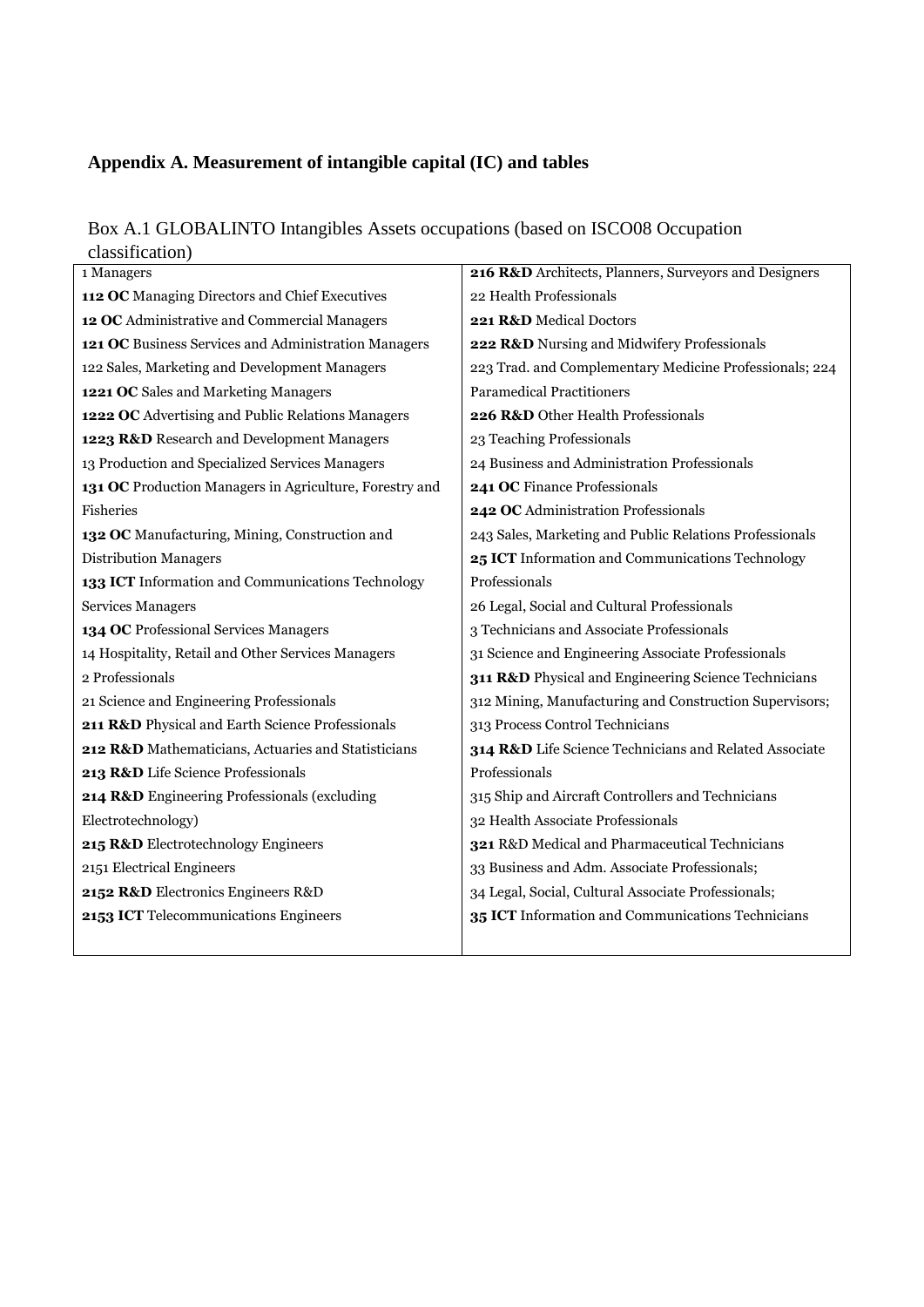## Appendix A. Measurement of intangible capital (IC) and tables

Box A.1 GLOBALINTO Intangibles Assets occupations (based on ISCO08 Occupation classification)

1 Managers
**112 OC** Managing Directors and Chief Executives
**12 OC** Administrative and Commercial Managers
**121 OC** Business Services and Administration Managers
122 Sales, Marketing and Development Managers
**1221 OC** Sales and Marketing Managers
**1222 OC** Advertising and Public Relations Managers
**1223 R&D** Research and Development Managers
13 Production and Specialized Services Managers
**131 OC** Production Managers in Agriculture, Forestry and Fisheries
**132 OC** Manufacturing, Mining, Construction and Distribution Managers
**133 ICT** Information and Communications Technology Services Managers
**134 OC** Professional Services Managers
14 Hospitality, Retail and Other Services Managers
2 Professionals
21 Science and Engineering Professionals
**211 R&D** Physical and Earth Science Professionals
**212 R&D** Mathematicians, Actuaries and Statisticians
**213 R&D** Life Science Professionals
**214 R&D** Engineering Professionals (excluding Electrotechnology)
**215 R&D** Electrotechnology Engineers
2151 Electrical Engineers
**2152 R&D** Electronics Engineers R&D
**2153 ICT** Telecommunications Engineers
**216 R&D** Architects, Planners, Surveyors and Designers
22 Health Professionals
**221 R&D** Medical Doctors
**222 R&D** Nursing and Midwifery Professionals
223 Trad. and Complementary Medicine Professionals; 224 Paramedical Practitioners
**226 R&D** Other Health Professionals
23 Teaching Professionals
24 Business and Administration Professionals
**241 OC** Finance Professionals
**242 OC** Administration Professionals
243 Sales, Marketing and Public Relations Professionals
**25 ICT** Information and Communications Technology Professionals
26 Legal, Social and Cultural Professionals
3 Technicians and Associate Professionals
31 Science and Engineering Associate Professionals
**311 R&D** Physical and Engineering Science Technicians
312 Mining, Manufacturing and Construction Supervisors; 313 Process Control Technicians
**314 R&D** Life Science Technicians and Related Associate Professionals
315 Ship and Aircraft Controllers and Technicians
32 Health Associate Professionals
**321** R&D Medical and Pharmaceutical Technicians
33 Business and Adm. Associate Professionals;
34 Legal, Social, Cultural Associate Professionals;
**35 ICT** Information and Communications Technicians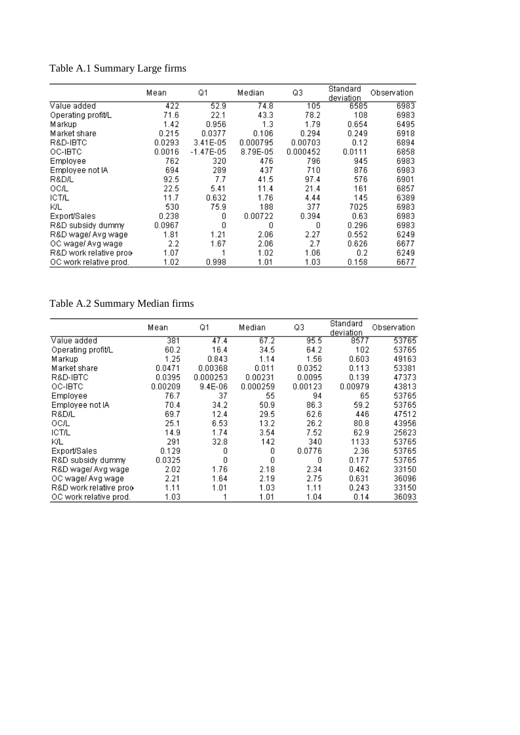Table A.1 Summary Large firms

| | Mean | Q1 | Median | Q3 | Standard deviation | Observation |
|---|---|---|---|---|---|---|
| Value added | 422 | 52.9 | 74.8 | 105 | 6585 | 6983 |
| Operating profit/L | 71.6 | 22.1 | 43.3 | 78.2 | 108 | 6983 |
| Markup | 1.42 | 0.956 | 1.3 | 1.79 | 0.654 | 6495 |
| Market share | 0.215 | 0.0377 | 0.106 | 0.294 | 0.249 | 6918 |
| R&D-IBTC | 0.0293 | 3.41E-05 | 0.000795 | 0.00703 | 0.12 | 6894 |
| OC-IBTC | 0.0016 | -1.47E-05 | 8.79E-05 | 0.000452 | 0.0111 | 6858 |
| Employee | 762 | 320 | 476 | 796 | 945 | 6983 |
| Employee not IA | 694 | 289 | 437 | 710 | 876 | 6983 |
| R&D/L | 92.5 | 7.7 | 41.5 | 97.4 | 576 | 6901 |
| OC/L | 22.5 | 5.41 | 11.4 | 21.4 | 161 | 6857 |
| ICT/L | 11.7 | 0.632 | 1.76 | 4.44 | 145 | 6389 |
| K/L | 530 | 75.9 | 188 | 377 | 7025 | 6983 |
| Export/Sales | 0.238 | 0 | 0.00722 | 0.394 | 0.63 | 6983 |
| R&D subsidy dummy | 0.0967 | 0 | 0 | 0 | 0.296 | 6983 |
| R&D wage/ Avg wage | 1.81 | 1.21 | 2.06 | 2.27 | 0.552 | 6249 |
| OC wage/ Avg wage | 2.2 | 1.67 | 2.06 | 2.7 | 0.626 | 6677 |
| R&D work relative prod. | 1.07 | 1 | 1.02 | 1.06 | 0.2 | 6249 |
| OC work relative prod. | 1.02 | 0.998 | 1.01 | 1.03 | 0.158 | 6677 |

Table A.2 Summary Median firms

| | Mean | Q1 | Median | Q3 | Standard deviation | Observation |
|---|---|---|---|---|---|---|
| Value added | 381 | 47.4 | 67.2 | 95.5 | 8577 | 53765 |
| Operating profit/L | 60.2 | 16.4 | 34.5 | 64.2 | 102 | 53765 |
| Markup | 1.25 | 0.843 | 1.14 | 1.56 | 0.603 | 49163 |
| Market share | 0.0471 | 0.00368 | 0.011 | 0.0352 | 0.113 | 53381 |
| R&D-IBTC | 0.0395 | 0.000253 | 0.00231 | 0.0095 | 0.139 | 47373 |
| OC-IBTC | 0.00209 | 9.4E-06 | 0.000259 | 0.00123 | 0.00979 | 43813 |
| Employee | 76.7 | 37 | 55 | 94 | 65 | 53765 |
| Employee not IA | 70.4 | 34.2 | 50.9 | 86.3 | 59.2 | 53765 |
| R&D/L | 69.7 | 12.4 | 29.5 | 62.6 | 446 | 47512 |
| OC/L | 25.1 | 6.53 | 13.2 | 26.2 | 80.8 | 43956 |
| ICT/L | 14.9 | 1.74 | 3.54 | 7.52 | 62.9 | 25623 |
| K/L | 291 | 32.8 | 142 | 340 | 1133 | 53765 |
| Export/Sales | 0.129 | 0 | 0 | 0.0776 | 2.36 | 53765 |
| R&D subsidy dummy | 0.0325 | 0 | 0 | 0 | 0.177 | 53765 |
| R&D wage/ Avg wage | 2.02 | 1.76 | 2.18 | 2.34 | 0.462 | 33150 |
| OC wage/ Avg wage | 2.21 | 1.64 | 2.19 | 2.75 | 0.631 | 36096 |
| R&D work relative prod. | 1.11 | 1.01 | 1.03 | 1.11 | 0.243 | 33150 |
| OC work relative prod. | 1.03 | 1 | 1.01 | 1.04 | 0.14 | 36093 |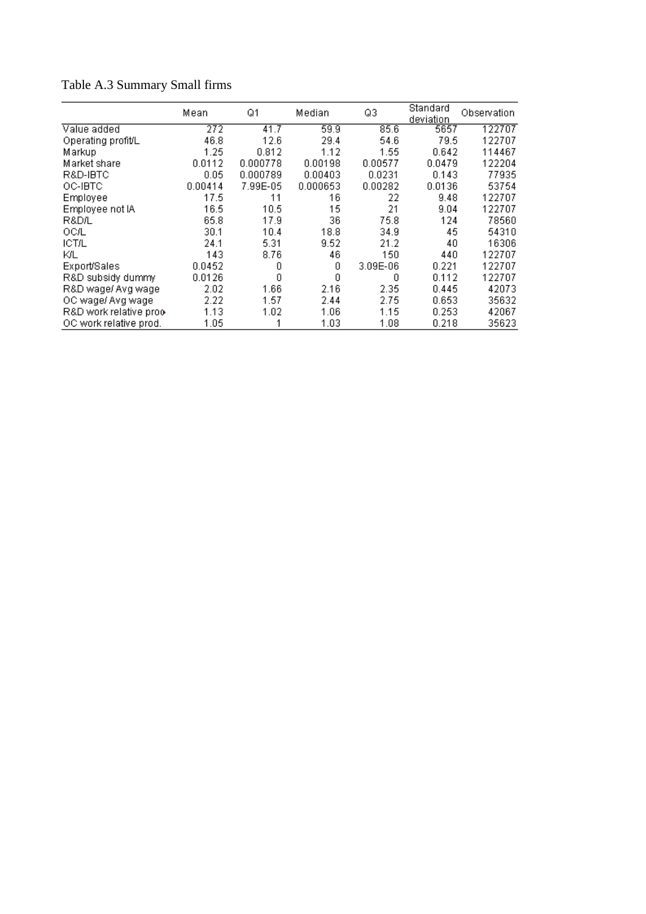Table A.3 Summary Small firms

| | Mean | Q1 | Median | Q3 | Standard deviation | Observation |
|---|---|---|---|---|---|---|
| Value added | 272 | 41.7 | 59.9 | 85.6 | 5657 | 122707 |
| Operating profit/L | 46.8 | 12.6 | 29.4 | 54.6 | 79.5 | 122707 |
| Markup | 1.25 | 0.812 | 1.12 | 1.55 | 0.642 | 114467 |
| Market share | 0.0112 | 0.000778 | 0.00198 | 0.00577 | 0.0479 | 122204 |
| R&D-IBTC | 0.05 | 0.000789 | 0.00403 | 0.0231 | 0.143 | 77935 |
| OC-IBTC | 0.00414 | 7.99E-05 | 0.000653 | 0.00282 | 0.0136 | 53754 |
| Employee | 17.5 | 11 | 16 | 22 | 9.48 | 122707 |
| Employee not IA | 16.5 | 10.5 | 15 | 21 | 9.04 | 122707 |
| R&D/L | 65.8 | 17.9 | 36 | 75.8 | 124 | 78560 |
| OC/L | 30.1 | 10.4 | 18.8 | 34.9 | 45 | 54310 |
| ICT/L | 24.1 | 5.31 | 9.52 | 21.2 | 40 | 16306 |
| K/L | 143 | 8.76 | 46 | 150 | 440 | 122707 |
| Export/Sales | 0.0452 | 0 | 0 | 3.09E-06 | 0.221 | 122707 |
| R&D subsidy dummy | 0.0126 | 0 | 0 | 0 | 0.112 | 122707 |
| R&D wage/ Avg wage | 2.02 | 1.66 | 2.16 | 2.35 | 0.445 | 42073 |
| OC wage/ Avg wage | 2.22 | 1.57 | 2.44 | 2.75 | 0.653 | 35632 |
| R&D work relative prod | 1.13 | 1.02 | 1.06 | 1.15 | 0.253 | 42067 |
| OC work relative prod. | 1.05 | 1 | 1.03 | 1.08 | 0.218 | 35623 |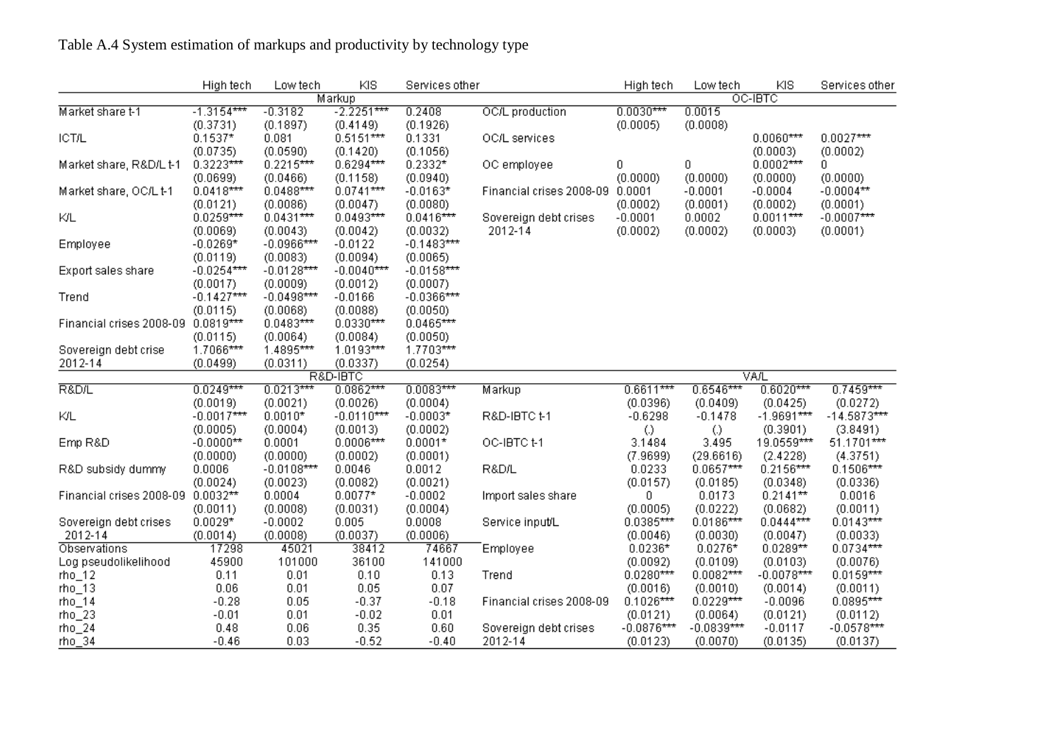Table A.4 System estimation of markups and productivity by technology type

| | High tech | Low tech | KIS | Services other | | High tech | Low tech | KIS | Services other |
|---|---|---|---|---|---|---|---|---|---|
| | Markup | | | | | OC-IBTC | | | |
| Market share t-1 | -1.3154*** | -0.3182 | -2.2251*** | 0.2408 | OC/L production | 0.0030*** | 0.0015 | | |
| | (0.3731) | (0.1897) | (0.4149) | (0.1926) | | (0.0005) | (0.0008) | | |
| ICT/L | 0.1537* | 0.081 | 0.5151*** | 0.1331 | OC/L services | | | 0.0060*** | 0.0027*** |
| | (0.0735) | (0.0590) | (0.1420) | (0.1056) | | | | (0.0003) | (0.0002) |
| Market share, R&D/L t-1 | 0.3223*** | 0.2215*** | 0.6294*** | 0.2332* | OC employee | 0 | 0 | 0.0002*** | 0 |
| | (0.0699) | (0.0466) | (0.1158) | (0.0940) | | (0.0000) | (0.0000) | (0.0000) | (0.0000) |
| Market share, OC/L t-1 | 0.0418*** | 0.0488*** | 0.0741*** | -0.0163* | Financial crises 2008-09 | 0.0001 | -0.0001 | -0.0004 | -0.0004** |
| | (0.0121) | (0.0086) | (0.0047) | (0.0080) | | (0.0002) | (0.0001) | (0.0002) | (0.0001) |
| K/L | 0.0259*** | 0.0431*** | 0.0493*** | 0.0416*** | Sovereign debt crises 2012-14 | -0.0001 | 0.0002 | 0.0011*** | -0.0007*** |
| | (0.0069) | (0.0043) | (0.0042) | (0.0032) | | (0.0002) | (0.0002) | (0.0003) | (0.0001) |
| Employee | -0.0269* | -0.0966*** | -0.0122 | -0.1483*** | | | | | |
| | (0.0119) | (0.0083) | (0.0094) | (0.0065) | | | | | |
| Export sales share | -0.0254*** | -0.0128*** | -0.0040*** | -0.0158*** | | | | | |
| | (0.0017) | (0.0009) | (0.0012) | (0.0007) | | | | | |
| Trend | -0.1427*** | -0.0498*** | -0.0166 | -0.0366*** | | | | | |
| | (0.0115) | (0.0068) | (0.0088) | (0.0050) | | | | | |
| Financial crises 2008-09 | 0.0819*** | 0.0483*** | 0.0330*** | 0.0465*** | | | | | |
| | (0.0115) | (0.0064) | (0.0084) | (0.0050) | | | | | |
| Sovereign debt crise 2012-14 | 1.7066*** | 1.4895*** | 1.0193*** | 1.7703*** | | | | | |
| | (0.0499) | (0.0311) | (0.0337) | (0.0254) | | | | | |
| | R&D-IBTC | | | | | VA/L | | | |
| R&D/L | 0.0249*** | 0.0213*** | 0.0862*** | 0.0083*** | Markup | 0.6611*** | 0.6546*** | 0.6020*** | 0.7459*** |
| | (0.0019) | (0.0021) | (0.0026) | (0.0004) | | (0.0396) | (0.0409) | (0.0425) | (0.0272) |
| K/L | -0.0017*** | 0.0010* | -0.0110*** | -0.0003* | R&D-IBTC t-1 | -0.6298 | -0.1478 | -1.9691*** | -14.5873*** |
| | (0.0005) | (0.0004) | (0.0013) | (0.0002) | | (.) | (.) | (0.3901) | (3.8491) |
| Emp R&D | -0.0000** | 0.0001 | 0.0006*** | 0.0001* | OC-IBTC t-1 | 3.1484 | 3.495 | 19.0559*** | 51.1701*** |
| | (0.0000) | (0.0000) | (0.0002) | (0.0001) | | (7.9699) | (29.6616) | (2.4228) | (4.3751) |
| R&D subsidy dummy | 0.0006 | -0.0108*** | 0.0046 | 0.0012 | R&D/L | 0.0233 | 0.0657*** | 0.2156*** | 0.1506*** |
| | (0.0024) | (0.0023) | (0.0082) | (0.0021) | | (0.0157) | (0.0185) | (0.0348) | (0.0336) |
| Financial crises 2008-09 | 0.0032** | 0.0004 | 0.0077* | -0.0002 | Import sales share | 0 | 0.0173 | 0.2141** | 0.0016 |
| | (0.0011) | (0.0008) | (0.0031) | (0.0004) | | (0.0005) | (0.0222) | (0.0682) | (0.0011) |
| Sovereign debt crises 2012-14 | 0.0029* | -0.0002 | 0.005 | 0.0008 | Service input/L | 0.0385*** | 0.0186*** | 0.0444*** | 0.0143*** |
| | (0.0014) | (0.0008) | (0.0037) | (0.0006) | | (0.0046) | (0.0030) | (0.0047) | (0.0033) |
| Observations | 17298 | 45021 | 38412 | 74667 | Employee | 0.0236* | 0.0276* | 0.0289** | 0.0734*** |
| Log pseudolikelihood | 45900 | 101000 | 36100 | 141000 | | (0.0092) | (0.0109) | (0.0103) | (0.0076) |
| rho_12 | 0.11 | 0.01 | 0.10 | 0.13 | Trend | 0.0280*** | 0.0082*** | -0.0078*** | 0.0159*** |
| rho_13 | 0.06 | 0.01 | 0.05 | 0.07 | | (0.0016) | (0.0010) | (0.0014) | (0.0011) |
| rho_14 | -0.28 | 0.05 | -0.37 | -0.18 | Financial crises 2008-09 | 0.1026*** | 0.0229*** | -0.0096 | 0.0895*** |
| rho_23 | -0.01 | 0.01 | -0.02 | 0.01 | | (0.0121) | (0.0064) | (0.0121) | (0.0112) |
| rho_24 | 0.48 | 0.06 | 0.35 | 0.60 | Sovereign debt crises 2012-14 | -0.0876*** | -0.0839*** | -0.0117 | -0.0578*** |
| rho_34 | -0.46 | 0.03 | -0.52 | -0.40 | | (0.0123) | (0.0070) | (0.0135) | (0.0137) |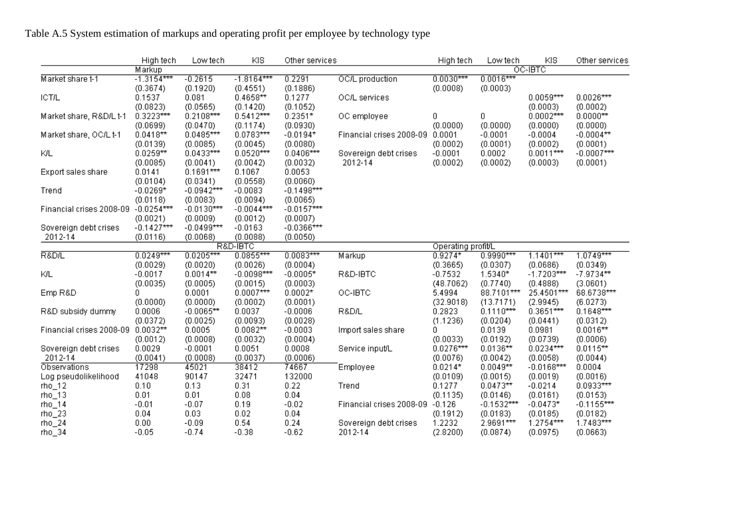Table A.5 System estimation of markups and operating profit per employee by technology type

| | High tech | Low tech | KIS | Other services | | High tech | Low tech | KIS | Other services |
|---|---|---|---|---|---|---|---|---|---|
| | Markup | | | | | OC-IBTC | | | |
| Market share t-1 | -1.3154*** | -0.2615 | -1.8164*** | 0.2291 | OC/L production | 0.0030*** | 0.0016*** | | |
| | (0.3674) | (0.1920) | (0.4551) | (0.1886) | | (0.0008) | (0.0003) | | |
| ICT/L | 0.1537 | 0.081 | 0.4658** | 0.1277 | OC/L services | | | 0.0059*** | 0.0026*** |
| | (0.0823) | (0.0565) | (0.1420) | (0.1052) | | | | (0.0003) | (0.0002) |
| Market share, R&D/L t-1 | 0.3223*** | 0.2108*** | 0.5412*** | 0.2351* | OC employee | 0 | 0 | 0.0002*** | 0.0000** |
| | (0.0699) | (0.0470) | (0.1174) | (0.0930) | | (0.0000) | (0.0000) | (0.0000) | (0.0000) |
| Market share, OC/L t-1 | 0.0418** | 0.0485*** | 0.0783*** | -0.0194* | Financial crises 2008-09 | 0.0001 | -0.0001 | -0.0004 | -0.0004** |
| | (0.0139) | (0.0085) | (0.0045) | (0.0080) | | (0.0002) | (0.0001) | (0.0002) | (0.0001) |
| K/L | 0.0259** | 0.0433*** | 0.0520*** | 0.0406*** | Sovereign debt crises 2012-14 | -0.0001 | 0.0002 | 0.0011*** | -0.0007*** |
| | (0.0085) | (0.0041) | (0.0042) | (0.0032) | | (0.0002) | (0.0002) | (0.0003) | (0.0001) |
| Export sales share | 0.0141 | 0.1691*** | 0.1067 | 0.0053 | | | | | |
| | (0.0104) | (0.0341) | (0.0558) | (0.0060) | | | | | |
| Trend | -0.0269* | -0.0942*** | -0.0083 | -0.1498*** | | | | | |
| | (0.0118) | (0.0083) | (0.0094) | (0.0065) | | | | | |
| Financial crises 2008-09 | -0.0254*** | -0.0130*** | -0.0044*** | -0.0157*** | | | | | |
| | (0.0021) | (0.0009) | (0.0012) | (0.0007) | | | | | |
| Sovereign debt crises 2012-14 | -0.1427*** | -0.0499*** | -0.0163 | -0.0366*** | | | | | |
| | (0.0116) | (0.0068) | (0.0088) | (0.0050) | | | | | |
| | R&D-IBTC | | | | | Operating profit/L | | | |
| R&D/L | 0.0249*** | 0.0205*** | 0.0855*** | 0.0083*** | Markup | 0.9274* | 0.9990*** | 1.1401*** | 1.0749*** |
| | (0.0029) | (0.0020) | (0.0026) | (0.0004) | | (0.3665) | (0.0307) | (0.0686) | (0.0349) |
| K/L | -0.0017 | 0.0014** | -0.0098*** | -0.0005* | R&D-IBTC | -0.7532 | 1.5340* | -1.7203*** | -7.9734** |
| | (0.0035) | (0.0005) | (0.0015) | (0.0003) | | (48.7062) | (0.7740) | (0.4888) | (3.0601) |
| Emp R&D | 0 | 0.0001 | 0.0007*** | 0.0002* | OC-IBTC | 5.4994 | 88.7101*** | 25.4501*** | 68.6738*** |
| | (0.0000) | (0.0000) | (0.0002) | (0.0001) | | (32.9018) | (13.7171) | (2.9945) | (6.0273) |
| R&D subsidy dummy | 0.0006 | -0.0065** | 0.0037 | -0.0006 | R&D/L | 0.2823 | 0.1110*** | 0.3651*** | 0.1648*** |
| | (0.0372) | (0.0025) | (0.0093) | (0.0028) | | (1.1236) | (0.0204) | (0.0441) | (0.0312) |
| Financial crises 2008-09 | 0.0032** | 0.0005 | 0.0082** | -0.0003 | Import sales share | 0 | 0.0139 | 0.0981 | 0.0016** |
| | (0.0012) | (0.0008) | (0.0032) | (0.0004) | | (0.0033) | (0.0192) | (0.0739) | (0.0006) |
| Sovereign debt crises 2012-14 | 0.0029 | -0.0001 | 0.0051 | 0.0008 | Service input/L | 0.0276*** | 0.0136** | 0.0234*** | 0.0115** |
| | (0.0041) | (0.0008) | (0.0037) | (0.0006) | | (0.0076) | (0.0042) | (0.0058) | (0.0044) |
| Observations | 17298 | 45021 | 38412 | 74667 | Employee | 0.0214* | 0.0049** | -0.0168*** | 0.0004 |
| Log pseudolikelihood | 41048 | 90147 | 32471 | 132000 | | (0.0109) | (0.0015) | (0.0019) | (0.0016) |
| rho_12 | 0.10 | 0.13 | 0.31 | 0.22 | Trend | 0.1277 | 0.0473** | -0.0214 | 0.0933*** |
| rho_13 | 0.01 | 0.01 | 0.08 | 0.04 | | (0.1135) | (0.0146) | (0.0161) | (0.0153) |
| rho_14 | -0.01 | -0.07 | 0.19 | -0.02 | Financial crises 2008-09 | -0.126 | -0.1532*** | -0.0473* | -0.1155*** |
| rho_23 | 0.04 | 0.03 | 0.02 | 0.04 | | (0.1912) | (0.0183) | (0.0185) | (0.0182) |
| rho_24 | 0.00 | -0.09 | 0.54 | 0.24 | Sovereign debt crises | 1.2232 | 2.9691*** | 1.2754*** | 1.7483*** |
| rho_34 | -0.05 | -0.74 | -0.38 | -0.62 | 2012-14 | (2.8200) | (0.0874) | (0.0975) | (0.0663) |